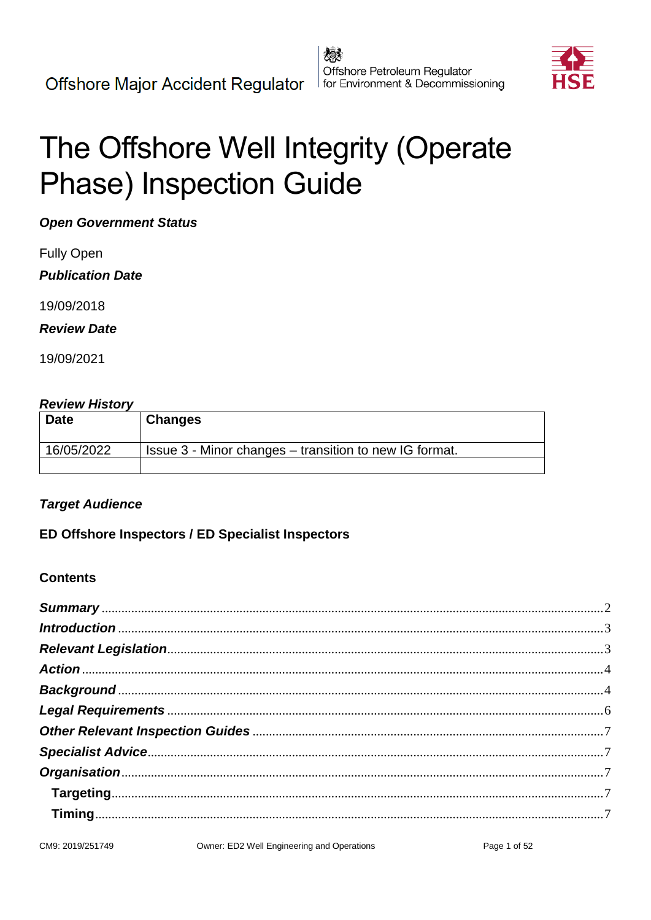Offshore Major Accident Regulator | Offshore Petroleum Regulator for Environment & Decommissioning | HSE

# The Offshore Well Integrity (Operate Phase) Inspection Guide

***Open Government Status***

Fully Open

***Publication Date***

19/09/2018

***Review Date***

19/09/2021

***Review History***

| Date | Changes |
|---|---|
| 16/05/2022 | Issue 3 - Minor changes – transition to new IG format. |
| | |

***Target Audience***

**ED Offshore Inspectors / ED Specialist Inspectors**

**Contents**

- ***Summary*** ..... 2
- ***Introduction*** ..... 3
- ***Relevant Legislation*** ..... 3
- ***Action*** ..... 4
- ***Background*** ..... 4
- ***Legal Requirements*** ..... 6
- ***Other Relevant Inspection Guides*** ..... 7
- ***Specialist Advice*** ..... 7
- ***Organisation*** ..... 7
  - **Targeting** ..... 7
  - **Timing** ..... 7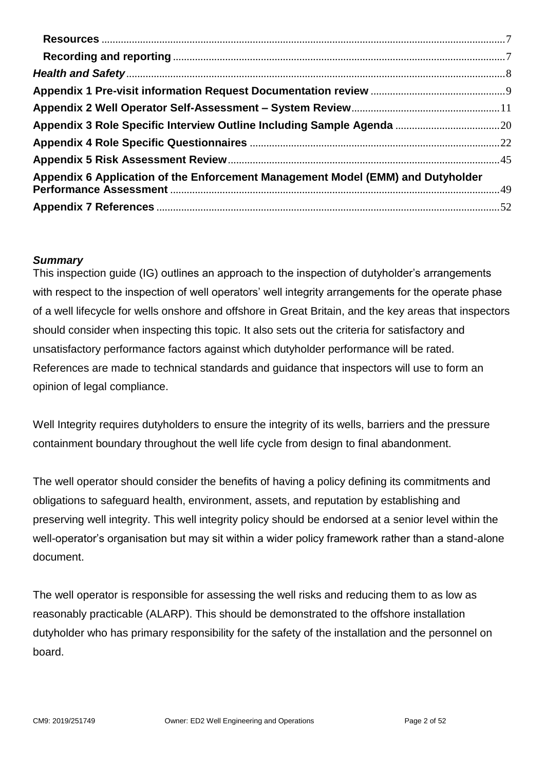**Resources** ..... 7
**Recording and reporting** ..... 7
***Health and Safety*** ..... 8
**Appendix 1 Pre-visit information Request Documentation review** ..... 9
**Appendix 2 Well Operator Self-Assessment – System Review** ..... 11
**Appendix 3 Role Specific Interview Outline Including Sample Agenda** ..... 20
**Appendix 4 Role Specific Questionnaires** ..... 22
**Appendix 5 Risk Assessment Review** ..... 45
**Appendix 6 Application of the Enforcement Management Model (EMM) and Dutyholder Performance Assessment** ..... 49
**Appendix 7 References** ..... 52

### *Summary*

This inspection guide (IG) outlines an approach to the inspection of dutyholder's arrangements with respect to the inspection of well operators' well integrity arrangements for the operate phase of a well lifecycle for wells onshore and offshore in Great Britain, and the key areas that inspectors should consider when inspecting this topic. It also sets out the criteria for satisfactory and unsatisfactory performance factors against which dutyholder performance will be rated. References are made to technical standards and guidance that inspectors will use to form an opinion of legal compliance.

Well Integrity requires dutyholders to ensure the integrity of its wells, barriers and the pressure containment boundary throughout the well life cycle from design to final abandonment.

The well operator should consider the benefits of having a policy defining its commitments and obligations to safeguard health, environment, assets, and reputation by establishing and preserving well integrity. This well integrity policy should be endorsed at a senior level within the well-operator's organisation but may sit within a wider policy framework rather than a stand-alone document.

The well operator is responsible for assessing the well risks and reducing them to as low as reasonably practicable (ALARP). This should be demonstrated to the offshore installation dutyholder who has primary responsibility for the safety of the installation and the personnel on board.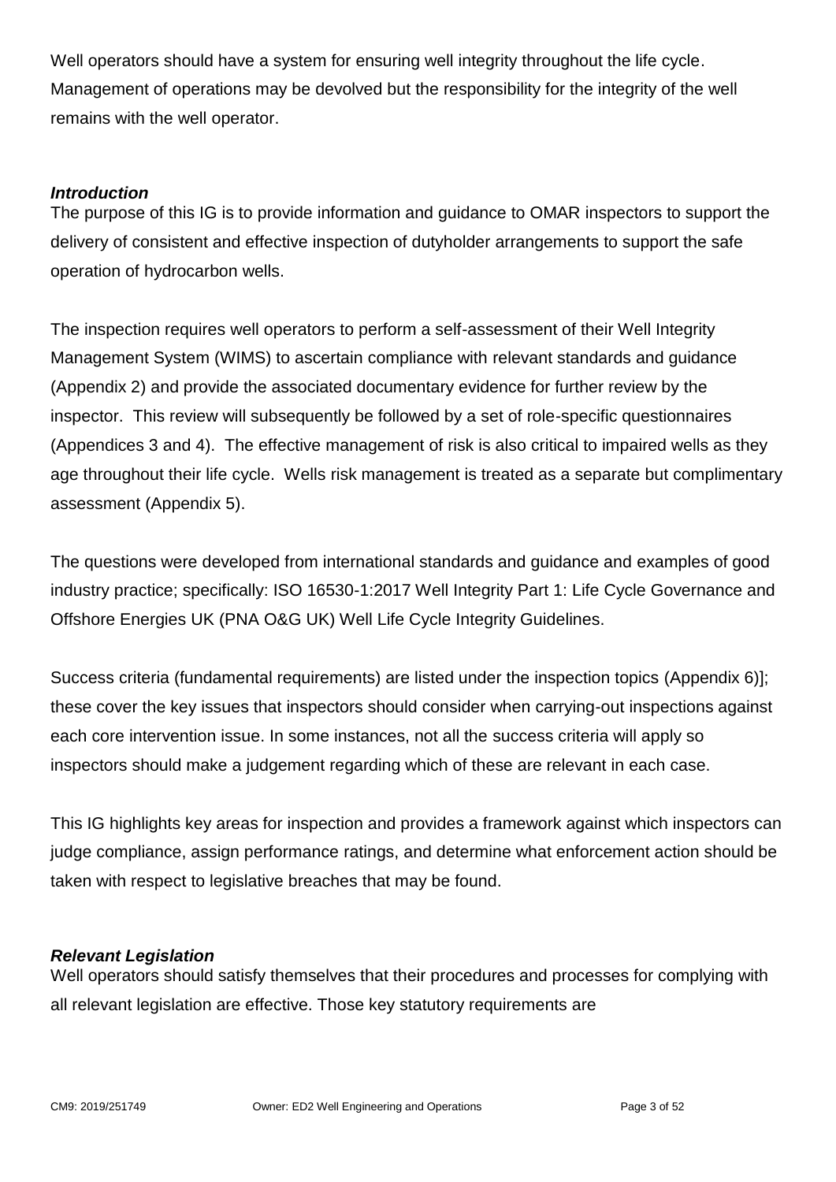Well operators should have a system for ensuring well integrity throughout the life cycle. Management of operations may be devolved but the responsibility for the integrity of the well remains with the well operator.

***Introduction***

The purpose of this IG is to provide information and guidance to OMAR inspectors to support the delivery of consistent and effective inspection of dutyholder arrangements to support the safe operation of hydrocarbon wells.

The inspection requires well operators to perform a self-assessment of their Well Integrity Management System (WIMS) to ascertain compliance with relevant standards and guidance (Appendix 2) and provide the associated documentary evidence for further review by the inspector. This review will subsequently be followed by a set of role-specific questionnaires (Appendices 3 and 4). The effective management of risk is also critical to impaired wells as they age throughout their life cycle. Wells risk management is treated as a separate but complimentary assessment (Appendix 5).

The questions were developed from international standards and guidance and examples of good industry practice; specifically: ISO 16530-1:2017 Well Integrity Part 1: Life Cycle Governance and Offshore Energies UK (PNA O&G UK) Well Life Cycle Integrity Guidelines.

Success criteria (fundamental requirements) are listed under the inspection topics (Appendix 6)]; these cover the key issues that inspectors should consider when carrying-out inspections against each core intervention issue. In some instances, not all the success criteria will apply so inspectors should make a judgement regarding which of these are relevant in each case.

This IG highlights key areas for inspection and provides a framework against which inspectors can judge compliance, assign performance ratings, and determine what enforcement action should be taken with respect to legislative breaches that may be found.

***Relevant Legislation***

Well operators should satisfy themselves that their procedures and processes for complying with all relevant legislation are effective. Those key statutory requirements are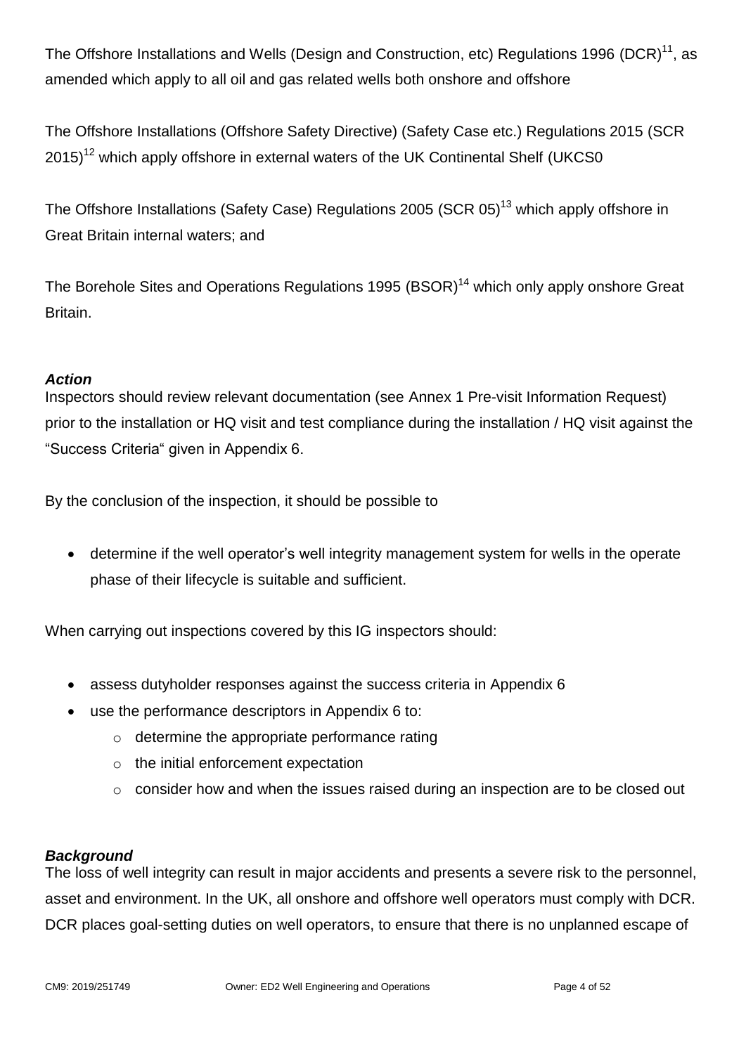The Offshore Installations and Wells (Design and Construction, etc) Regulations 1996 (DCR)[11], as amended which apply to all oil and gas related wells both onshore and offshore

The Offshore Installations (Offshore Safety Directive) (Safety Case etc.) Regulations 2015 (SCR 2015)[12] which apply offshore in external waters of the UK Continental Shelf (UKCS0

The Offshore Installations (Safety Case) Regulations 2005 (SCR 05)[13] which apply offshore in Great Britain internal waters; and

The Borehole Sites and Operations Regulations 1995 (BSOR)[14] which only apply onshore Great Britain.

### *Action*

Inspectors should review relevant documentation (see Annex 1 Pre-visit Information Request) prior to the installation or HQ visit and test compliance during the installation / HQ visit against the "Success Criteria" given in Appendix 6.

By the conclusion of the inspection, it should be possible to

- determine if the well operator's well integrity management system for wells in the operate phase of their lifecycle is suitable and sufficient.

When carrying out inspections covered by this IG inspectors should:

- assess dutyholder responses against the success criteria in Appendix 6
- use the performance descriptors in Appendix 6 to:
  - determine the appropriate performance rating
  - the initial enforcement expectation
  - consider how and when the issues raised during an inspection are to be closed out

### *Background*

The loss of well integrity can result in major accidents and presents a severe risk to the personnel, asset and environment. In the UK, all onshore and offshore well operators must comply with DCR. DCR places goal-setting duties on well operators, to ensure that there is no unplanned escape of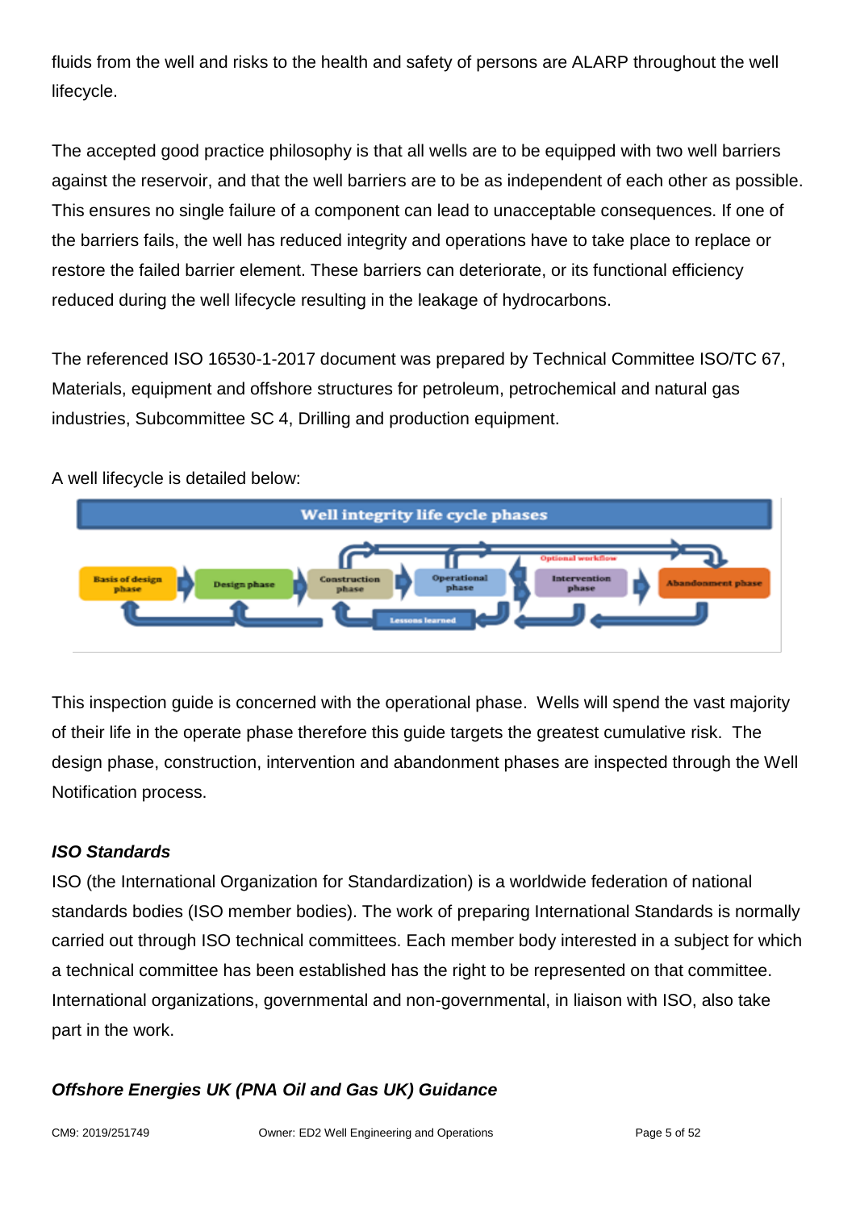fluids from the well and risks to the health and safety of persons are ALARP throughout the well lifecycle.

The accepted good practice philosophy is that all wells are to be equipped with two well barriers against the reservoir, and that the well barriers are to be as independent of each other as possible. This ensures no single failure of a component can lead to unacceptable consequences. If one of the barriers fails, the well has reduced integrity and operations have to take place to replace or restore the failed barrier element. These barriers can deteriorate, or its functional efficiency reduced during the well lifecycle resulting in the leakage of hydrocarbons.

The referenced ISO 16530-1-2017 document was prepared by Technical Committee ISO/TC 67, Materials, equipment and offshore structures for petroleum, petrochemical and natural gas industries, Subcommittee SC 4, Drilling and production equipment.

A well lifecycle is detailed below:

Well integrity life cycle phases

Basis of design phase → Design phase → Construction phase → Operational phase → Intervention phase → Abandonment phase

Optional workflow

Lessons learned

This inspection guide is concerned with the operational phase. Wells will spend the vast majority of their life in the operate phase therefore this guide targets the greatest cumulative risk. The design phase, construction, intervention and abandonment phases are inspected through the Well Notification process.

### *ISO Standards*

ISO (the International Organization for Standardization) is a worldwide federation of national standards bodies (ISO member bodies). The work of preparing International Standards is normally carried out through ISO technical committees. Each member body interested in a subject for which a technical committee has been established has the right to be represented on that committee. International organizations, governmental and non-governmental, in liaison with ISO, also take part in the work.

### *Offshore Energies UK (PNA Oil and Gas UK) Guidance*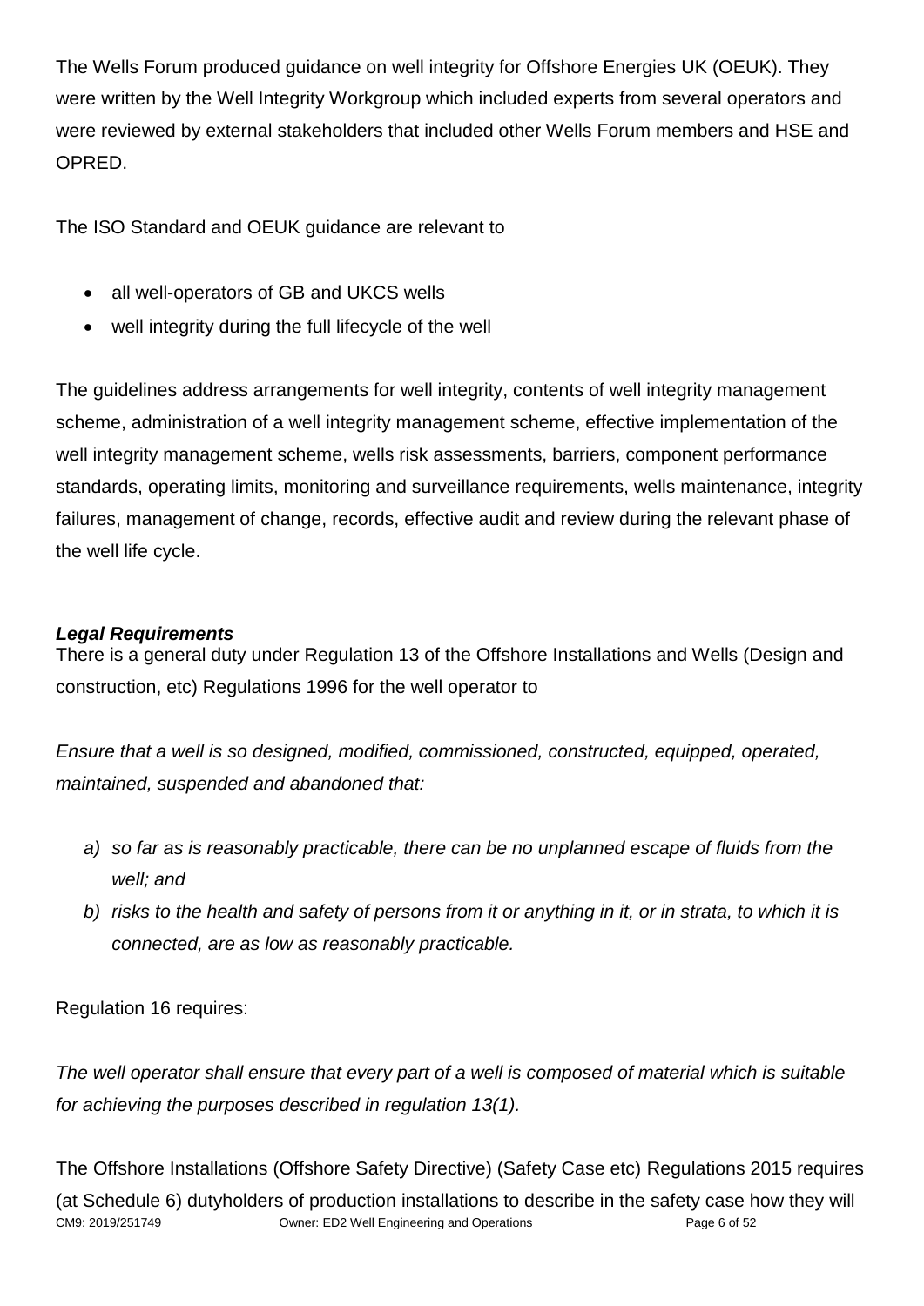The Wells Forum produced guidance on well integrity for Offshore Energies UK (OEUK). They were written by the Well Integrity Workgroup which included experts from several operators and were reviewed by external stakeholders that included other Wells Forum members and HSE and OPRED.

The ISO Standard and OEUK guidance are relevant to

- all well-operators of GB and UKCS wells
- well integrity during the full lifecycle of the well

The guidelines address arrangements for well integrity, contents of well integrity management scheme, administration of a well integrity management scheme, effective implementation of the well integrity management scheme, wells risk assessments, barriers, component performance standards, operating limits, monitoring and surveillance requirements, wells maintenance, integrity failures, management of change, records, effective audit and review during the relevant phase of the well life cycle.

***Legal Requirements***

There is a general duty under Regulation 13 of the Offshore Installations and Wells (Design and construction, etc) Regulations 1996 for the well operator to

*Ensure that a well is so designed, modified, commissioned, constructed, equipped, operated, maintained, suspended and abandoned that:*

*a) so far as is reasonably practicable, there can be no unplanned escape of fluids from the well; and*

*b) risks to the health and safety of persons from it or anything in it, or in strata, to which it is connected, are as low as reasonably practicable.*

Regulation 16 requires:

*The well operator shall ensure that every part of a well is composed of material which is suitable for achieving the purposes described in regulation 13(1).*

The Offshore Installations (Offshore Safety Directive) (Safety Case etc) Regulations 2015 requires (at Schedule 6) dutyholders of production installations to describe in the safety case how they will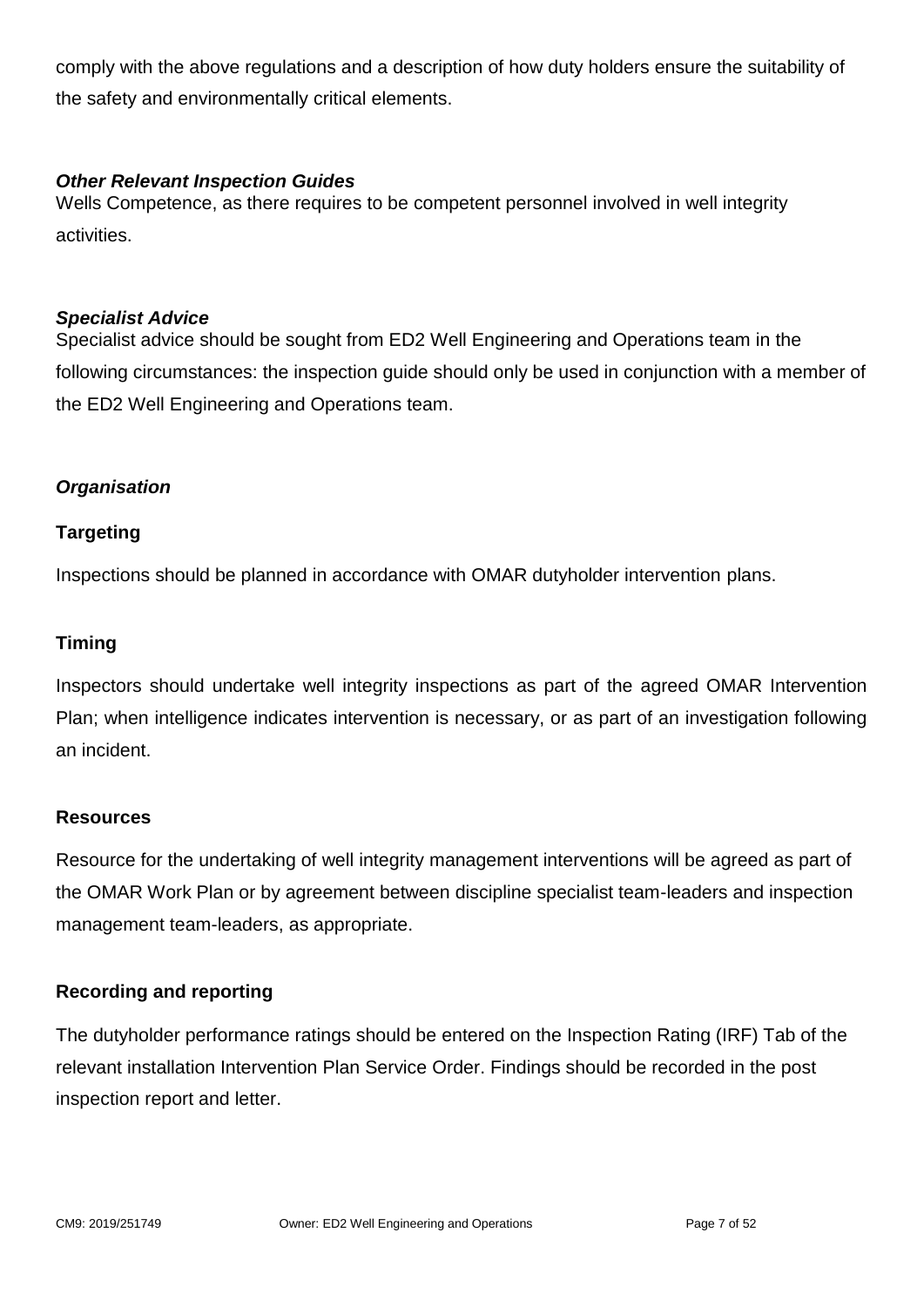comply with the above regulations and a description of how duty holders ensure the suitability of the safety and environmentally critical elements.

***Other Relevant Inspection Guides***

Wells Competence, as there requires to be competent personnel involved in well integrity activities.

***Specialist Advice***

Specialist advice should be sought from ED2 Well Engineering and Operations team in the following circumstances: the inspection guide should only be used in conjunction with a member of the ED2 Well Engineering and Operations team.

***Organisation***

**Targeting**

Inspections should be planned in accordance with OMAR dutyholder intervention plans.

**Timing**

Inspectors should undertake well integrity inspections as part of the agreed OMAR Intervention Plan; when intelligence indicates intervention is necessary, or as part of an investigation following an incident.

**Resources**

Resource for the undertaking of well integrity management interventions will be agreed as part of the OMAR Work Plan or by agreement between discipline specialist team-leaders and inspection management team-leaders, as appropriate.

**Recording and reporting**

The dutyholder performance ratings should be entered on the Inspection Rating (IRF) Tab of the relevant installation Intervention Plan Service Order. Findings should be recorded in the post inspection report and letter.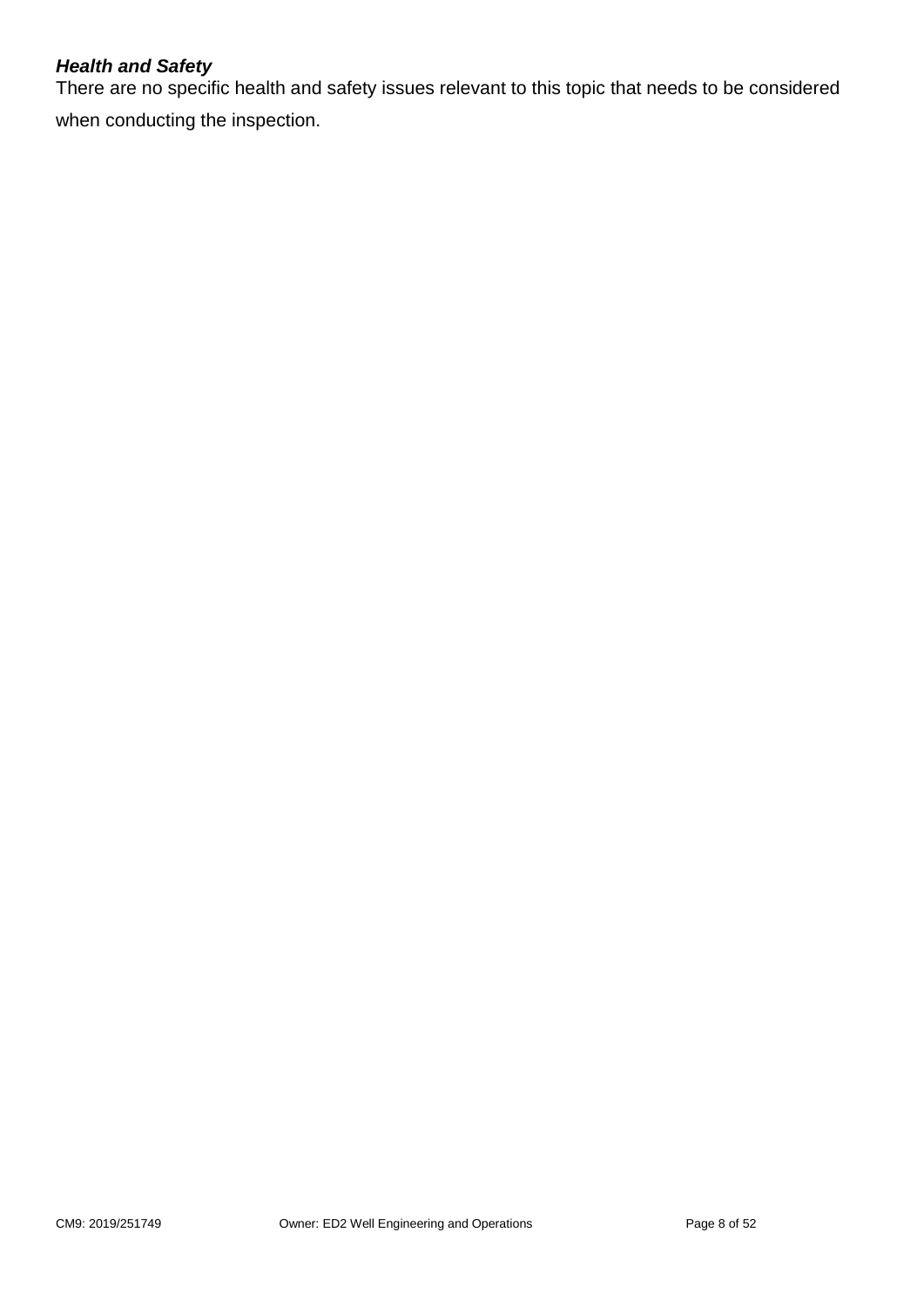***Health and Safety***

There are no specific health and safety issues relevant to this topic that needs to be considered when conducting the inspection.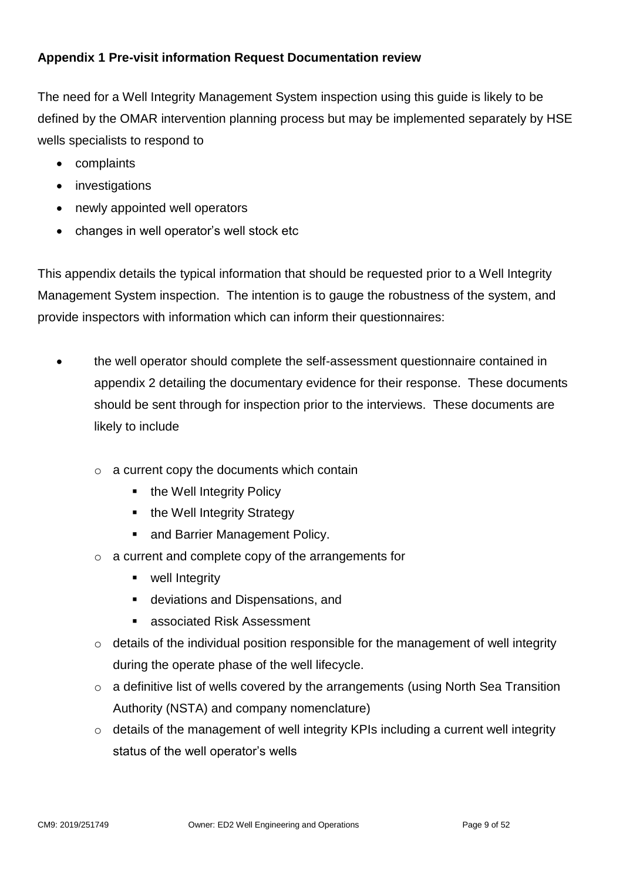**Appendix 1 Pre-visit information Request Documentation review**

The need for a Well Integrity Management System inspection using this guide is likely to be defined by the OMAR intervention planning process but may be implemented separately by HSE wells specialists to respond to

- complaints
- investigations
- newly appointed well operators
- changes in well operator's well stock etc

This appendix details the typical information that should be requested prior to a Well Integrity Management System inspection. The intention is to gauge the robustness of the system, and provide inspectors with information which can inform their questionnaires:

- the well operator should complete the self-assessment questionnaire contained in appendix 2 detailing the documentary evidence for their response. These documents should be sent through for inspection prior to the interviews. These documents are likely to include
  - a current copy the documents which contain
    - the Well Integrity Policy
    - the Well Integrity Strategy
    - and Barrier Management Policy.
  - a current and complete copy of the arrangements for
    - well Integrity
    - deviations and Dispensations, and
    - associated Risk Assessment
  - details of the individual position responsible for the management of well integrity during the operate phase of the well lifecycle.
  - a definitive list of wells covered by the arrangements (using North Sea Transition Authority (NSTA) and company nomenclature)
  - details of the management of well integrity KPIs including a current well integrity status of the well operator's wells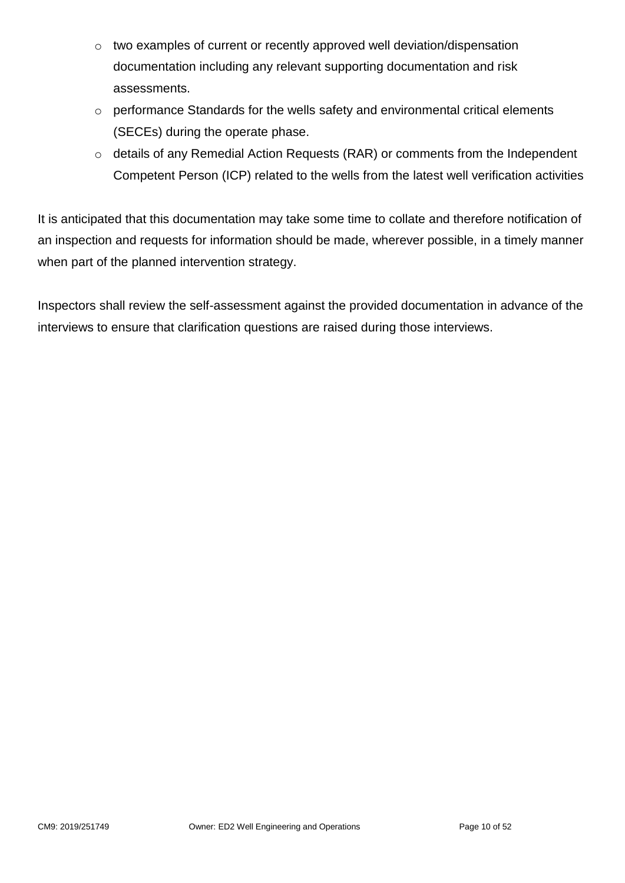- two examples of current or recently approved well deviation/dispensation documentation including any relevant supporting documentation and risk assessments.
- performance Standards for the wells safety and environmental critical elements (SECEs) during the operate phase.
- details of any Remedial Action Requests (RAR) or comments from the Independent Competent Person (ICP) related to the wells from the latest well verification activities

It is anticipated that this documentation may take some time to collate and therefore notification of an inspection and requests for information should be made, wherever possible, in a timely manner when part of the planned intervention strategy.

Inspectors shall review the self-assessment against the provided documentation in advance of the interviews to ensure that clarification questions are raised during those interviews.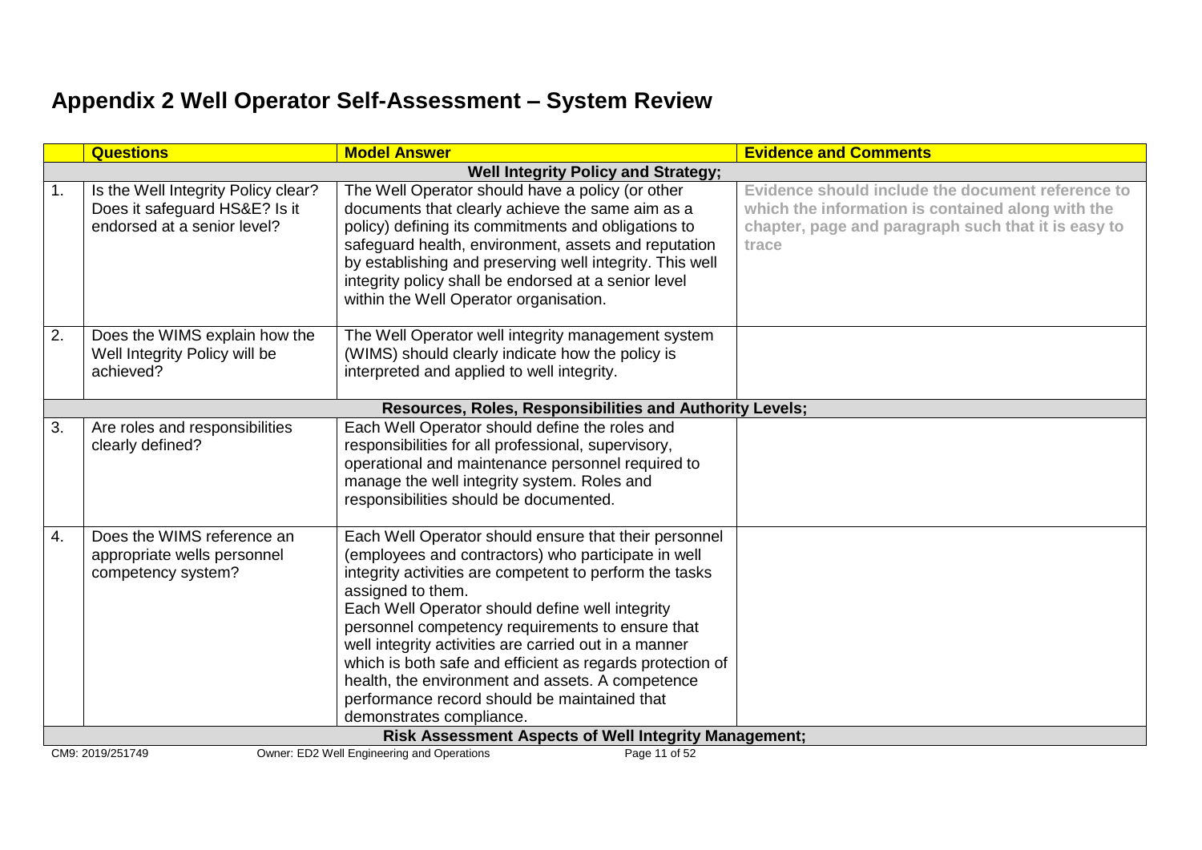# Appendix 2 Well Operator Self-Assessment – System Review

| | Questions | Model Answer | Evidence and Comments |
|---|---|---|---|
| | **Well Integrity Policy and Strategy;** | | |
| 1. | Is the Well Integrity Policy clear? Does it safeguard HS&E? Is it endorsed at a senior level? | The Well Operator should have a policy (or other documents that clearly achieve the same aim as a policy) defining its commitments and obligations to safeguard health, environment, assets and reputation by establishing and preserving well integrity. This well integrity policy shall be endorsed at a senior level within the Well Operator organisation. | Evidence should include the document reference to which the information is contained along with the chapter, page and paragraph such that it is easy to trace |
| 2. | Does the WIMS explain how the Well Integrity Policy will be achieved? | The Well Operator well integrity management system (WIMS) should clearly indicate how the policy is interpreted and applied to well integrity. | |
| | **Resources, Roles, Responsibilities and Authority Levels;** | | |
| 3. | Are roles and responsibilities clearly defined? | Each Well Operator should define the roles and responsibilities for all professional, supervisory, operational and maintenance personnel required to manage the well integrity system. Roles and responsibilities should be documented. | |
| 4. | Does the WIMS reference an appropriate wells personnel competency system? | Each Well Operator should ensure that their personnel (employees and contractors) who participate in well integrity activities are competent to perform the tasks assigned to them.<br>Each Well Operator should define well integrity personnel competency requirements to ensure that well integrity activities are carried out in a manner which is both safe and efficient as regards protection of health, the environment and assets. A competence performance record should be maintained that demonstrates compliance. | |
| | **Risk Assessment Aspects of Well Integrity Management;** | | |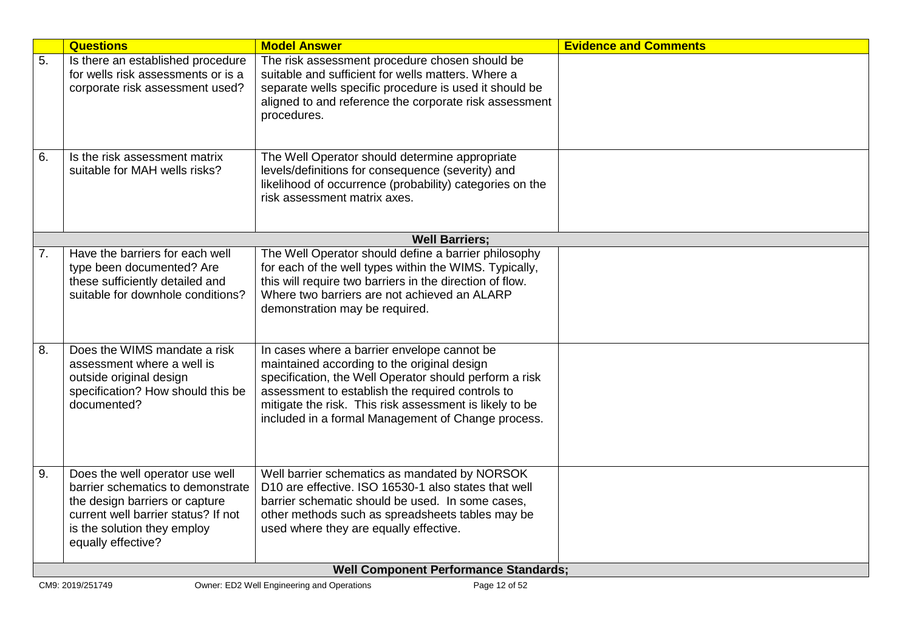| | Questions | Model Answer | Evidence and Comments |
|---|---|---|---|
| 5. | Is there an established procedure for wells risk assessments or is a corporate risk assessment used? | The risk assessment procedure chosen should be suitable and sufficient for wells matters. Where a separate wells specific procedure is used it should be aligned to and reference the corporate risk assessment procedures. | |
| 6. | Is the risk assessment matrix suitable for MAH wells risks? | The Well Operator should determine appropriate levels/definitions for consequence (severity) and likelihood of occurrence (probability) categories on the risk assessment matrix axes. | |
| | | **Well Barriers;** | |
| 7. | Have the barriers for each well type been documented? Are these sufficiently detailed and suitable for downhole conditions? | The Well Operator should define a barrier philosophy for each of the well types within the WIMS. Typically, this will require two barriers in the direction of flow. Where two barriers are not achieved an ALARP demonstration may be required. | |
| 8. | Does the WIMS mandate a risk assessment where a well is outside original design specification? How should this be documented? | In cases where a barrier envelope cannot be maintained according to the original design specification, the Well Operator should perform a risk assessment to establish the required controls to mitigate the risk. This risk assessment is likely to be included in a formal Management of Change process. | |
| 9. | Does the well operator use well barrier schematics to demonstrate the design barriers or capture current well barrier status? If not is the solution they employ equally effective? | Well barrier schematics as mandated by NORSOK D10 are effective. ISO 16530-1 also states that well barrier schematic should be used. In some cases, other methods such as spreadsheets tables may be used where they are equally effective. | |
| | | **Well Component Performance Standards;** | |

CM9: 2019/251749 Owner: ED2 Well Engineering and Operations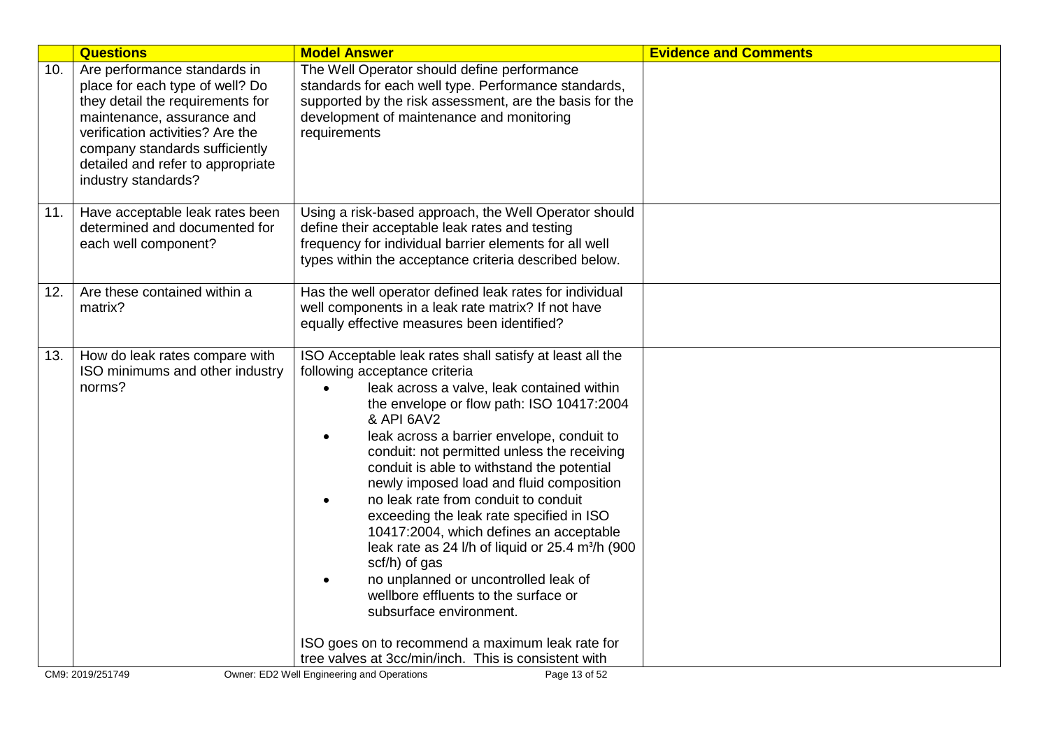| | Questions | Model Answer | Evidence and Comments |
|---|---|---|---|
| 10. | Are performance standards in place for each type of well? Do they detail the requirements for maintenance, assurance and verification activities? Are the company standards sufficiently detailed and refer to appropriate industry standards? | The Well Operator should define performance standards for each well type. Performance standards, supported by the risk assessment, are the basis for the development of maintenance and monitoring requirements | |
| 11. | Have acceptable leak rates been determined and documented for each well component? | Using a risk-based approach, the Well Operator should define their acceptable leak rates and testing frequency for individual barrier elements for all well types within the acceptance criteria described below. | |
| 12. | Are these contained within a matrix? | Has the well operator defined leak rates for individual well components in a leak rate matrix? If not have equally effective measures been identified? | |
| 13. | How do leak rates compare with ISO minimums and other industry norms? | ISO Acceptable leak rates shall satisfy at least all the following acceptance criteria<br>• leak across a valve, leak contained within the envelope or flow path: ISO 10417:2004 & API 6AV2<br>• leak across a barrier envelope, conduit to conduit: not permitted unless the receiving conduit is able to withstand the potential newly imposed load and fluid composition<br>• no leak rate from conduit to conduit exceeding the leak rate specified in ISO 10417:2004, which defines an acceptable leak rate as 24 l/h of liquid or 25.4 $m^3/h$ (900 scf/h) of gas<br>• no unplanned or uncontrolled leak of wellbore effluents to the surface or subsurface environment.<br><br>ISO goes on to recommend a maximum leak rate for tree valves at 3cc/min/inch. This is consistent with | |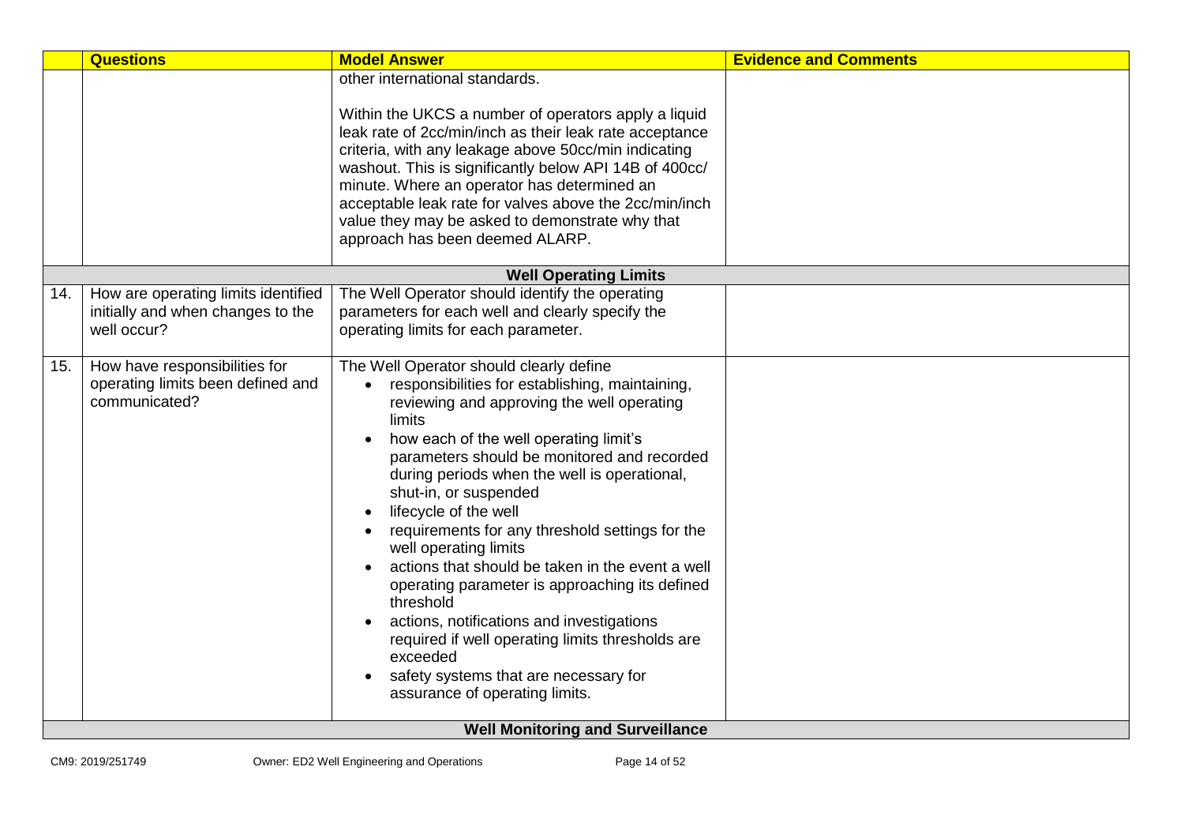|  | Questions | Model Answer | Evidence and Comments |
|---|---|---|---|
|  |  | other international standards.<br><br>Within the UKCS a number of operators apply a liquid leak rate of 2cc/min/inch as their leak rate acceptance criteria, with any leakage above 50cc/min indicating washout. This is significantly below API 14B of 400cc/ minute. Where an operator has determined an acceptable leak rate for valves above the 2cc/min/inch value they may be asked to demonstrate why that approach has been deemed ALARP. |  |
|  |  | **Well Operating Limits** |  |
| 14. | How are operating limits identified initially and when changes to the well occur? | The Well Operator should identify the operating parameters for each well and clearly specify the operating limits for each parameter. |  |
| 15. | How have responsibilities for operating limits been defined and communicated? | The Well Operator should clearly define<br>• responsibilities for establishing, maintaining, reviewing and approving the well operating limits<br>• how each of the well operating limit's parameters should be monitored and recorded during periods when the well is operational, shut-in, or suspended<br>• lifecycle of the well<br>• requirements for any threshold settings for the well operating limits<br>• actions that should be taken in the event a well operating parameter is approaching its defined threshold<br>• actions, notifications and investigations required if well operating limits thresholds are exceeded<br>• safety systems that are necessary for assurance of operating limits. |  |
|  |  | **Well Monitoring and Surveillance** |  |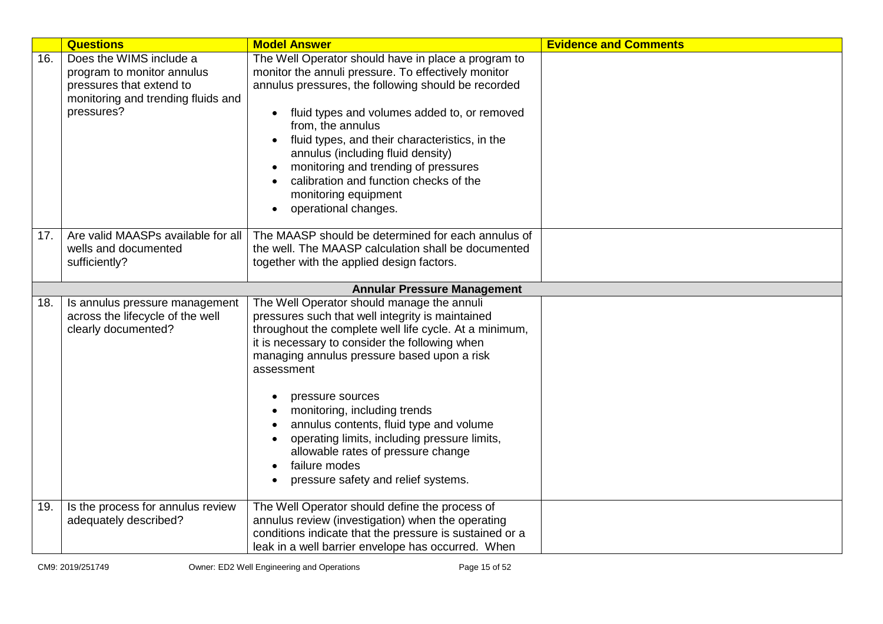| | Questions | Model Answer | Evidence and Comments |
|---|---|---|---|
| 16. | Does the WIMS include a program to monitor annulus pressures that extend to monitoring and trending fluids and pressures? | The Well Operator should have in place a program to monitor the annuli pressure. To effectively monitor annulus pressures, the following should be recorded<br><br>• fluid types and volumes added to, or removed from, the annulus<br>• fluid types, and their characteristics, in the annulus (including fluid density)<br>• monitoring and trending of pressures<br>• calibration and function checks of the monitoring equipment<br>• operational changes. | |
| 17. | Are valid MAASPs available for all wells and documented sufficiently? | The MAASP should be determined for each annulus of the well. The MAASP calculation shall be documented together with the applied design factors. | |
| | | **Annular Pressure Management** | |
| 18. | Is annulus pressure management across the lifecycle of the well clearly documented? | The Well Operator should manage the annuli pressures such that well integrity is maintained throughout the complete well life cycle. At a minimum, it is necessary to consider the following when managing annulus pressure based upon a risk assessment<br><br>• pressure sources<br>• monitoring, including trends<br>• annulus contents, fluid type and volume<br>• operating limits, including pressure limits, allowable rates of pressure change<br>• failure modes<br>• pressure safety and relief systems. | |
| 19. | Is the process for annulus review adequately described? | The Well Operator should define the process of annulus review (investigation) when the operating conditions indicate that the pressure is sustained or a leak in a well barrier envelope has occurred. When | |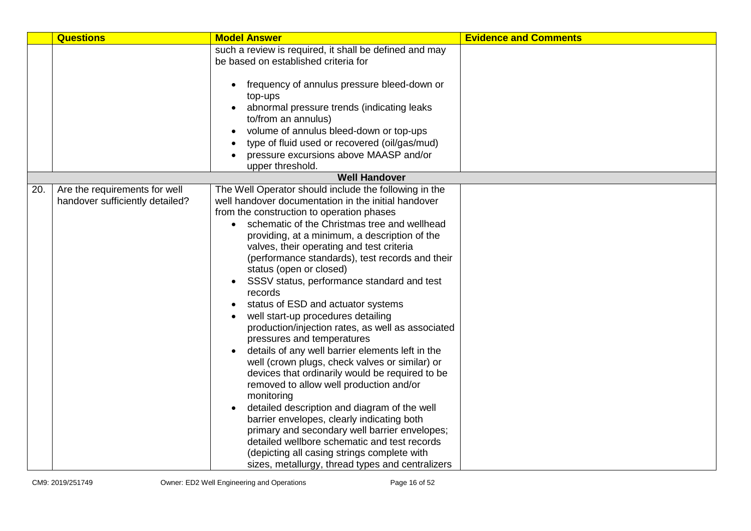| | Questions | Model Answer | Evidence and Comments |
|---|---|---|---|
| | | such a review is required, it shall be defined and may be based on established criteria for<br><br>• frequency of annulus pressure bleed-down or top-ups<br>• abnormal pressure trends (indicating leaks to/from an annulus)<br>• volume of annulus bleed-down or top-ups<br>• type of fluid used or recovered (oil/gas/mud)<br>• pressure excursions above MAASP and/or upper threshold. | |
| | | **Well Handover** | |
| 20. | Are the requirements for well handover sufficiently detailed? | The Well Operator should include the following in the well handover documentation in the initial handover from the construction to operation phases<br>• schematic of the Christmas tree and wellhead providing, at a minimum, a description of the valves, their operating and test criteria (performance standards), test records and their status (open or closed)<br>• SSSV status, performance standard and test records<br>• status of ESD and actuator systems<br>• well start-up procedures detailing production/injection rates, as well as associated pressures and temperatures<br>• details of any well barrier elements left in the well (crown plugs, check valves or similar) or devices that ordinarily would be required to be removed to allow well production and/or monitoring<br>• detailed description and diagram of the well barrier envelopes, clearly indicating both primary and secondary well barrier envelopes; detailed wellbore schematic and test records (depicting all casing strings complete with sizes, metallurgy, thread types and centralizers | |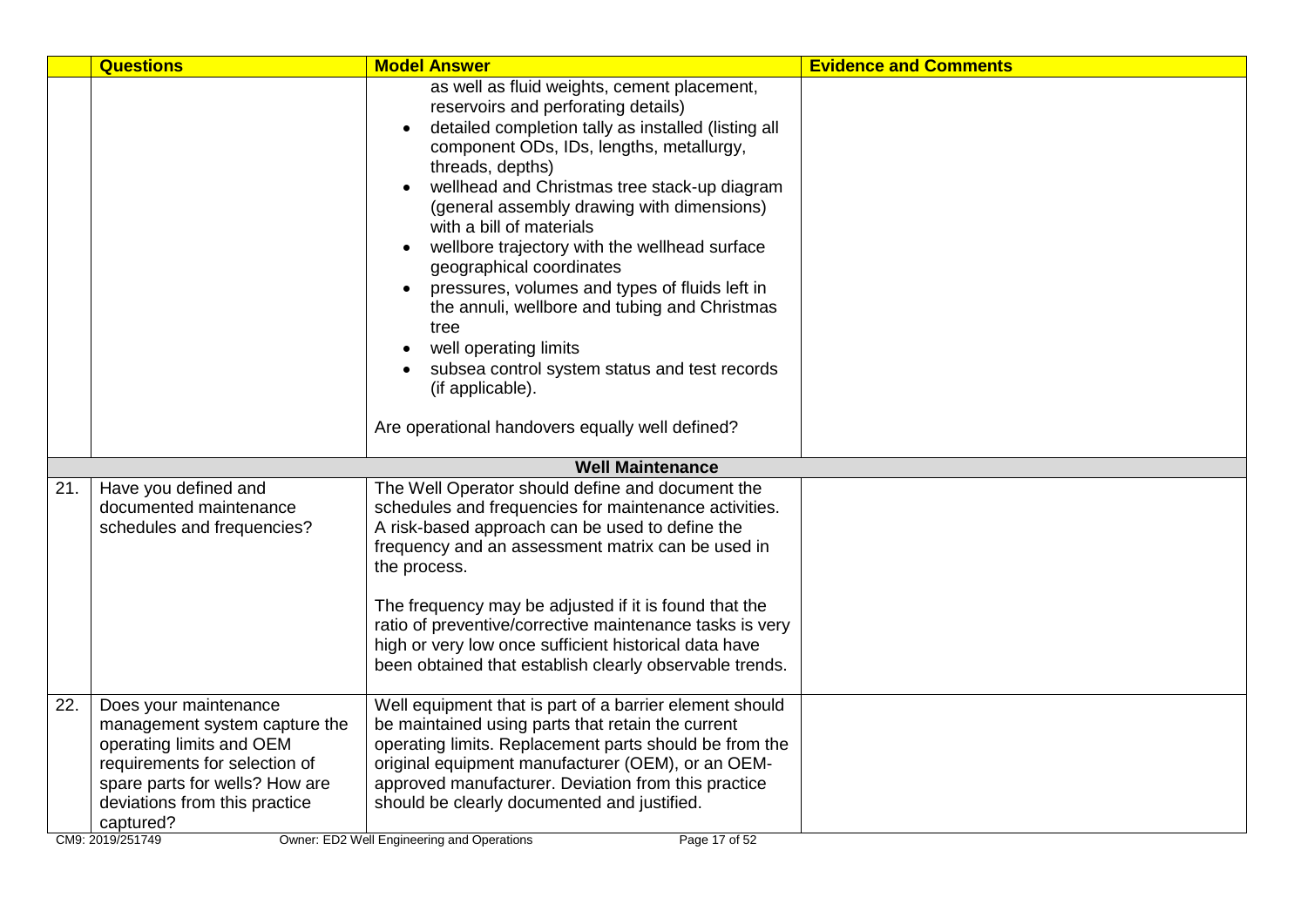| | Questions | Model Answer | Evidence and Comments |
|---|---|---|---|
| | | as well as fluid weights, cement placement, reservoirs and perforating details)<br>• detailed completion tally as installed (listing all component ODs, IDs, lengths, metallurgy, threads, depths)<br>• wellhead and Christmas tree stack-up diagram (general assembly drawing with dimensions) with a bill of materials<br>• wellbore trajectory with the wellhead surface geographical coordinates<br>• pressures, volumes and types of fluids left in the annuli, wellbore and tubing and Christmas tree<br>• well operating limits<br>• subsea control system status and test records (if applicable).<br><br>Are operational handovers equally well defined? | |
| | | **Well Maintenance** | |
| 21. | Have you defined and documented maintenance schedules and frequencies? | The Well Operator should define and document the schedules and frequencies for maintenance activities. A risk-based approach can be used to define the frequency and an assessment matrix can be used in the process.<br><br>The frequency may be adjusted if it is found that the ratio of preventive/corrective maintenance tasks is very high or very low once sufficient historical data have been obtained that establish clearly observable trends. | |
| 22. | Does your maintenance management system capture the operating limits and OEM requirements for selection of spare parts for wells? How are deviations from this practice captured? | Well equipment that is part of a barrier element should be maintained using parts that retain the current operating limits. Replacement parts should be from the original equipment manufacturer (OEM), or an OEM-approved manufacturer. Deviation from this practice should be clearly documented and justified. | |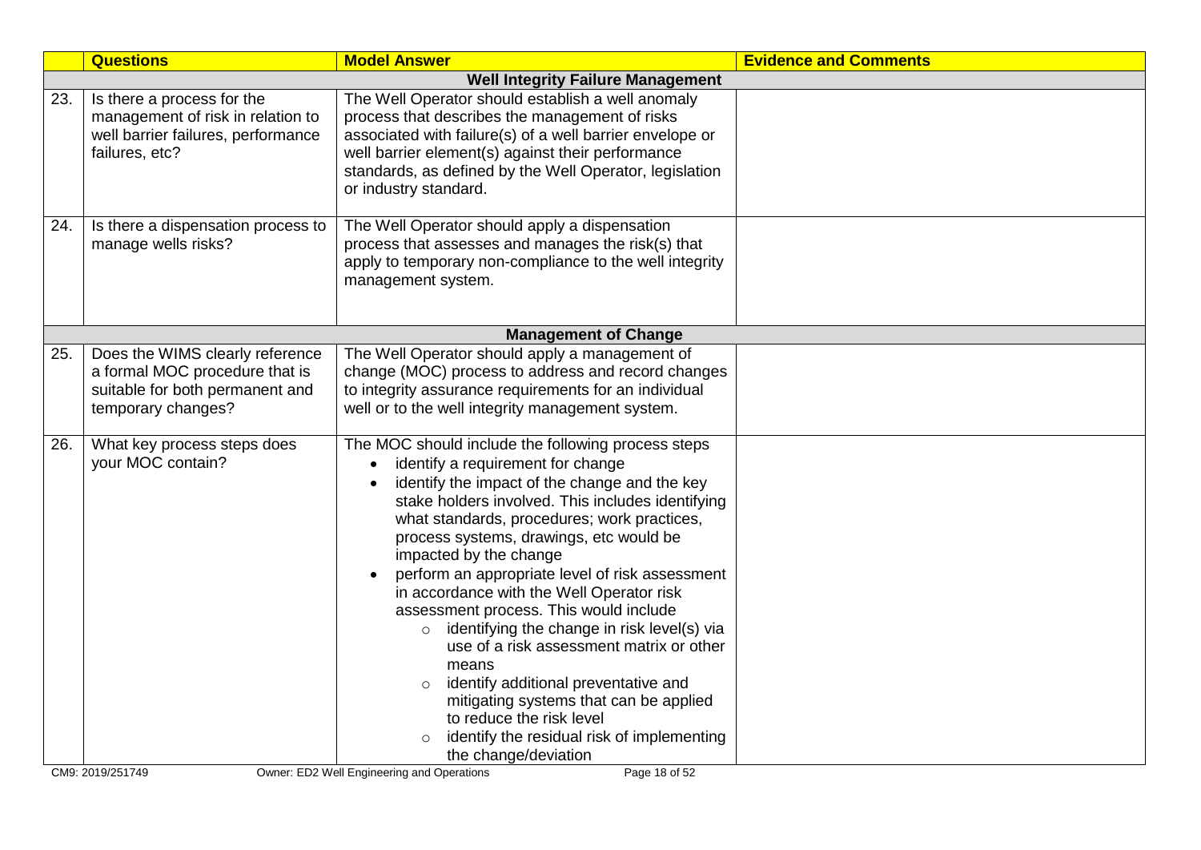|  | **Questions** | **Model Answer** | **Evidence and Comments** |
| --- | --- | --- | --- |
|  |  | **Well Integrity Failure Management** |  |
| 23. | Is there a process for the management of risk in relation to well barrier failures, performance failures, etc? | The Well Operator should establish a well anomaly process that describes the management of risks associated with failure(s) of a well barrier envelope or well barrier element(s) against their performance standards, as defined by the Well Operator, legislation or industry standard. |  |
| 24. | Is there a dispensation process to manage wells risks? | The Well Operator should apply a dispensation process that assesses and manages the risk(s) that apply to temporary non-compliance to the well integrity management system. |  |
|  |  | **Management of Change** |  |
| 25. | Does the WIMS clearly reference a formal MOC procedure that is suitable for both permanent and temporary changes? | The Well Operator should apply a management of change (MOC) process to address and record changes to integrity assurance requirements for an individual well or to the well integrity management system. |  |
| 26. | What key process steps does your MOC contain? | The MOC should include the following process steps<br>• identify a requirement for change<br>• identify the impact of the change and the key stake holders involved. This includes identifying what standards, procedures; work practices, process systems, drawings, etc would be impacted by the change<br>• perform an appropriate level of risk assessment in accordance with the Well Operator risk assessment process. This would include<br>&nbsp;&nbsp;&nbsp;&nbsp;○ identifying the change in risk level(s) via use of a risk assessment matrix or other means<br>&nbsp;&nbsp;&nbsp;&nbsp;○ identify additional preventative and mitigating systems that can be applied to reduce the risk level<br>&nbsp;&nbsp;&nbsp;&nbsp;○ identify the residual risk of implementing the change/deviation |  |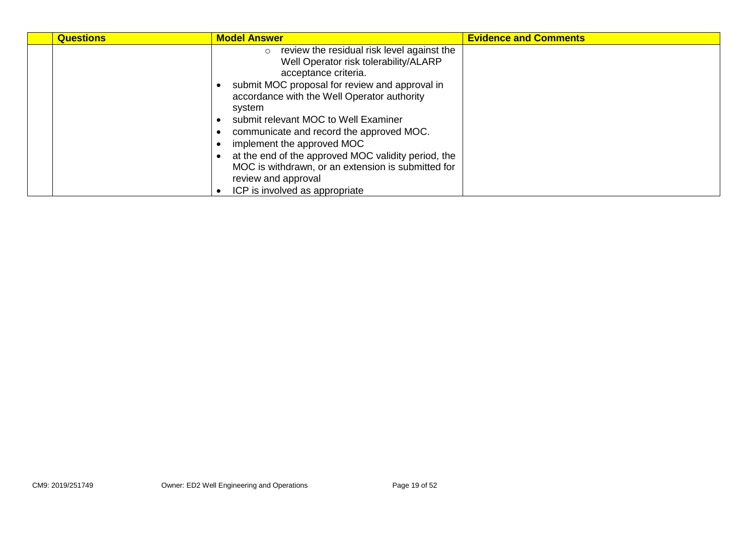| | Questions | Model Answer | Evidence and Comments |
|---|---|---|---|
| | | ◦ review the residual risk level against the Well Operator risk tolerability/ALARP acceptance criteria.<br>• submit MOC proposal for review and approval in accordance with the Well Operator authority system<br>• submit relevant MOC to Well Examiner<br>• communicate and record the approved MOC.<br>• implement the approved MOC<br>• at the end of the approved MOC validity period, the MOC is withdrawn, or an extension is submitted for review and approval<br>• ICP is involved as appropriate | |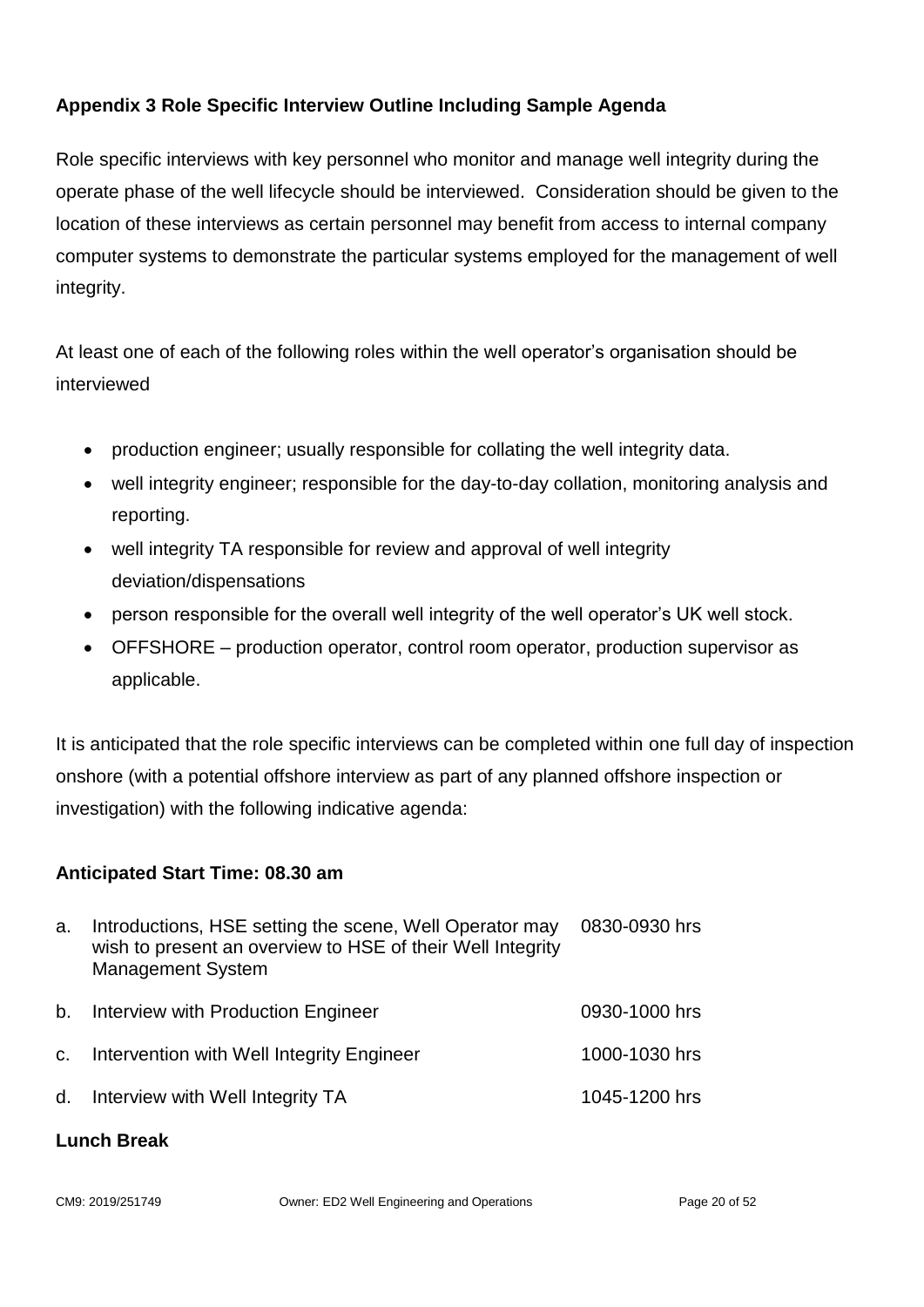### Appendix 3 Role Specific Interview Outline Including Sample Agenda

Role specific interviews with key personnel who monitor and manage well integrity during the operate phase of the well lifecycle should be interviewed. Consideration should be given to the location of these interviews as certain personnel may benefit from access to internal company computer systems to demonstrate the particular systems employed for the management of well integrity.

At least one of each of the following roles within the well operator's organisation should be interviewed

- production engineer; usually responsible for collating the well integrity data.
- well integrity engineer; responsible for the day-to-day collation, monitoring analysis and reporting.
- well integrity TA responsible for review and approval of well integrity deviation/dispensations
- person responsible for the overall well integrity of the well operator's UK well stock.
- OFFSHORE – production operator, control room operator, production supervisor as applicable.

It is anticipated that the role specific interviews can be completed within one full day of inspection onshore (with a potential offshore interview as part of any planned offshore inspection or investigation) with the following indicative agenda:

**Anticipated Start Time: 08.30 am**

| | | |
|---|---|---|
| a. | Introductions, HSE setting the scene, Well Operator may wish to present an overview to HSE of their Well Integrity Management System | 0830-0930 hrs |
| b. | Interview with Production Engineer | 0930-1000 hrs |
| c. | Intervention with Well Integrity Engineer | 1000-1030 hrs |
| d. | Interview with Well Integrity TA | 1045-1200 hrs |

**Lunch Break**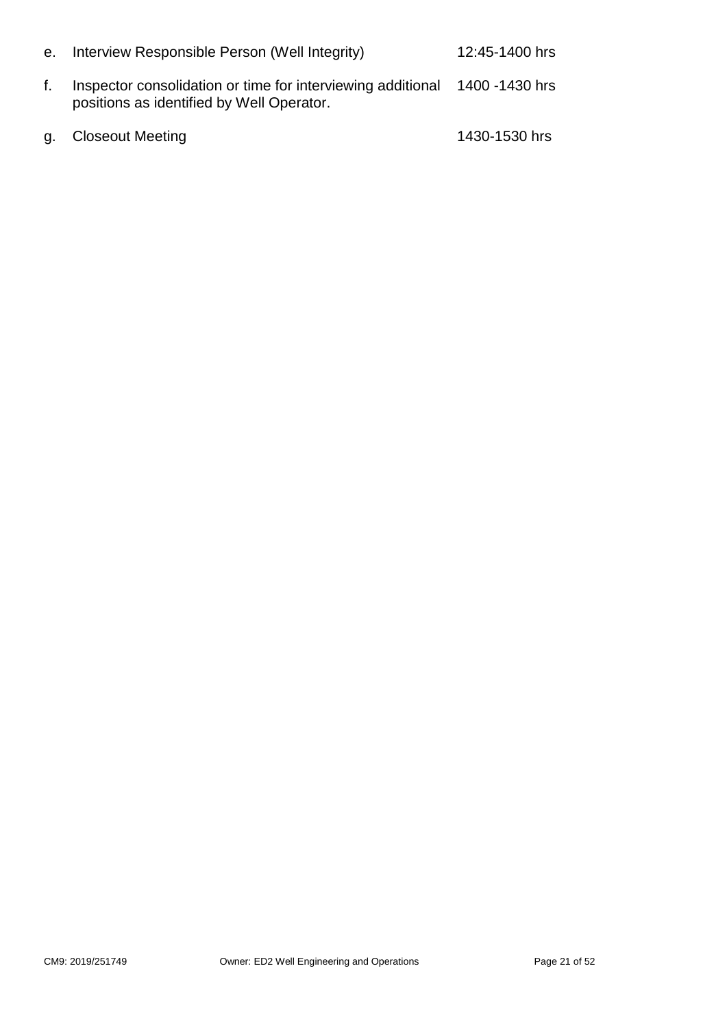e. Interview Responsible Person (Well Integrity) 12:45-1400 hrs

f. Inspector consolidation or time for interviewing additional positions as identified by Well Operator. 1400 -1430 hrs

g. Closeout Meeting 1430-1530 hrs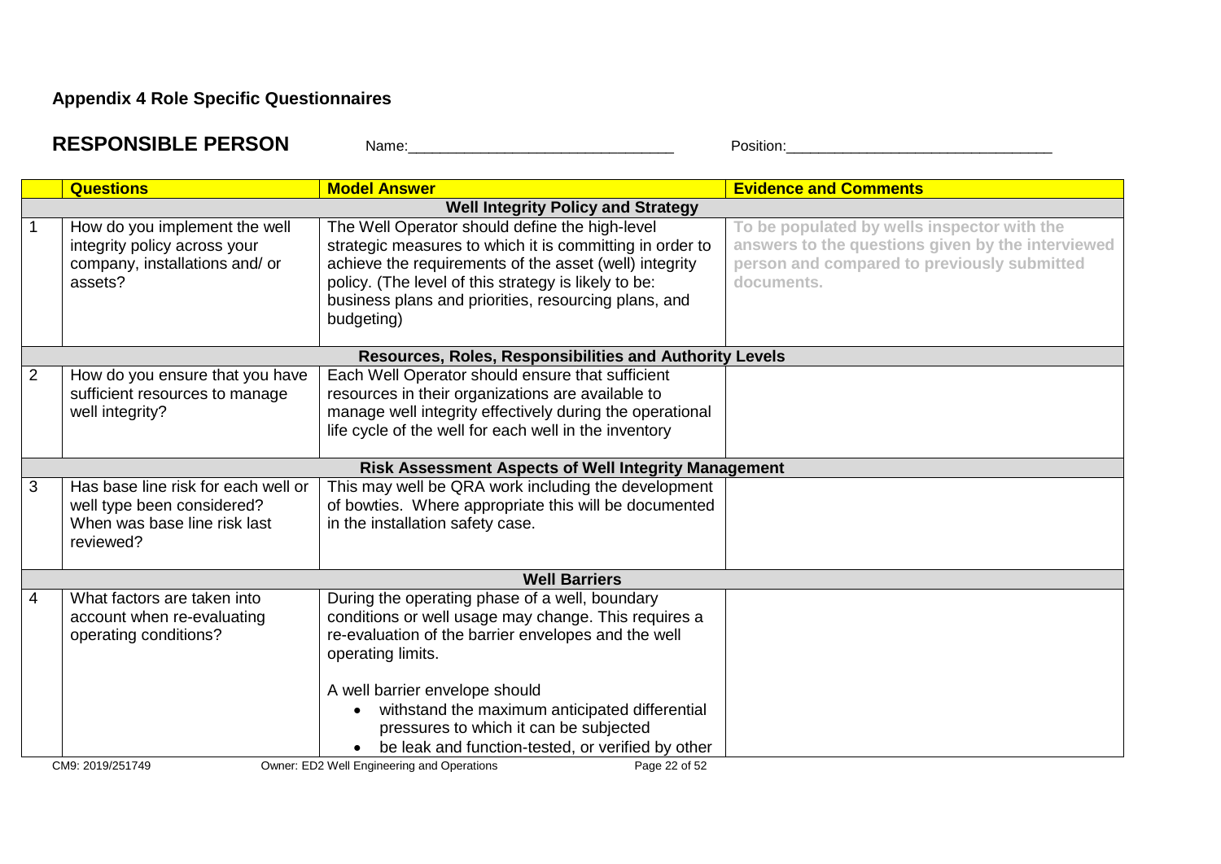## Appendix 4 Role Specific Questionnaires

**RESPONSIBLE PERSON** Name:_______________________________ Position:_______________________________

| | Questions | Model Answer | Evidence and Comments |
|---|---|---|---|
| | | **Well Integrity Policy and Strategy** | |
| 1 | How do you implement the well integrity policy across your company, installations and/ or assets? | The Well Operator should define the high-level strategic measures to which it is committing in order to achieve the requirements of the asset (well) integrity policy. (The level of this strategy is likely to be: business plans and priorities, resourcing plans, and budgeting) | To be populated by wells inspector with the answers to the questions given by the interviewed person and compared to previously submitted documents. |
| | | **Resources, Roles, Responsibilities and Authority Levels** | |
| 2 | How do you ensure that you have sufficient resources to manage well integrity? | Each Well Operator should ensure that sufficient resources in their organizations are available to manage well integrity effectively during the operational life cycle of the well for each well in the inventory | |
| | | **Risk Assessment Aspects of Well Integrity Management** | |
| 3 | Has base line risk for each well or well type been considered? When was base line risk last reviewed? | This may well be QRA work including the development of bowties. Where appropriate this will be documented in the installation safety case. | |
| | | **Well Barriers** | |
| 4 | What factors are taken into account when re-evaluating operating conditions? | During the operating phase of a well, boundary conditions or well usage may change. This requires a re-evaluation of the barrier envelopes and the well operating limits.<br><br>A well barrier envelope should<br>• withstand the maximum anticipated differential pressures to which it can be subjected<br>• be leak and function-tested, or verified by other | |

CM9: 2019/251749 Owner: ED2 Well Engineering and Operations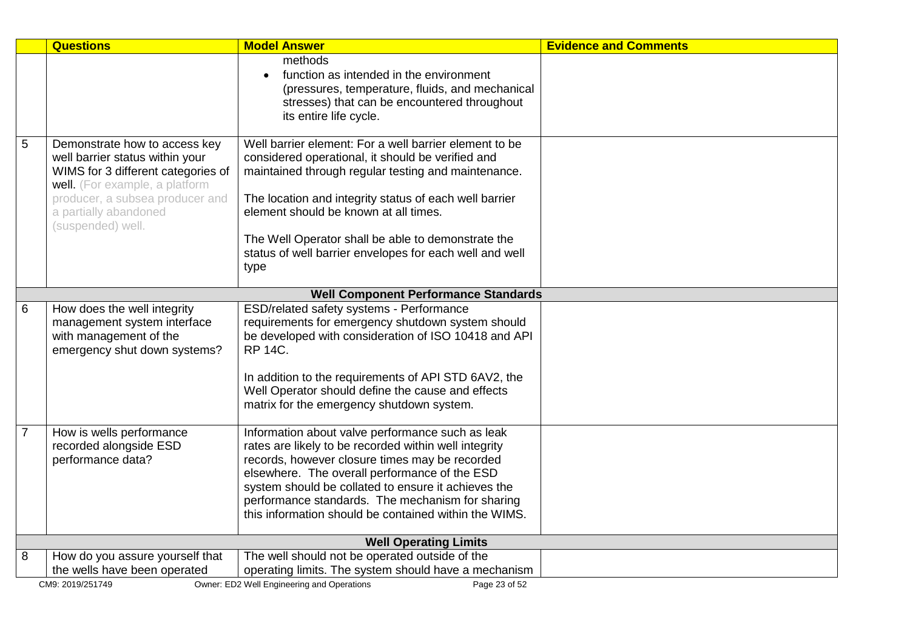| | Questions | Model Answer | Evidence and Comments |
|---|---|---|---|
| | | methods<br>• function as intended in the environment (pressures, temperature, fluids, and mechanical stresses) that can be encountered throughout its entire life cycle. | |
| 5 | Demonstrate how to access key well barrier status within your WIMS for 3 different categories of well. (For example, a platform producer, a subsea producer and a partially abandoned (suspended) well. | Well barrier element: For a well barrier element to be considered operational, it should be verified and maintained through regular testing and maintenance.<br><br>The location and integrity status of each well barrier element should be known at all times.<br><br>The Well Operator shall be able to demonstrate the status of well barrier envelopes for each well and well type | |
| | | **Well Component Performance Standards** | |
| 6 | How does the well integrity management system interface with management of the emergency shut down systems? | ESD/related safety systems - Performance requirements for emergency shutdown system should be developed with consideration of ISO 10418 and API RP 14C.<br><br>In addition to the requirements of API STD 6AV2, the Well Operator should define the cause and effects matrix for the emergency shutdown system. | |
| 7 | How is wells performance recorded alongside ESD performance data? | Information about valve performance such as leak rates are likely to be recorded within well integrity records, however closure times may be recorded elsewhere. The overall performance of the ESD system should be collated to ensure it achieves the performance standards. The mechanism for sharing this information should be contained within the WIMS. | |
| | | **Well Operating Limits** | |
| 8 | How do you assure yourself that the wells have been operated | The well should not be operated outside of the operating limits. The system should have a mechanism | |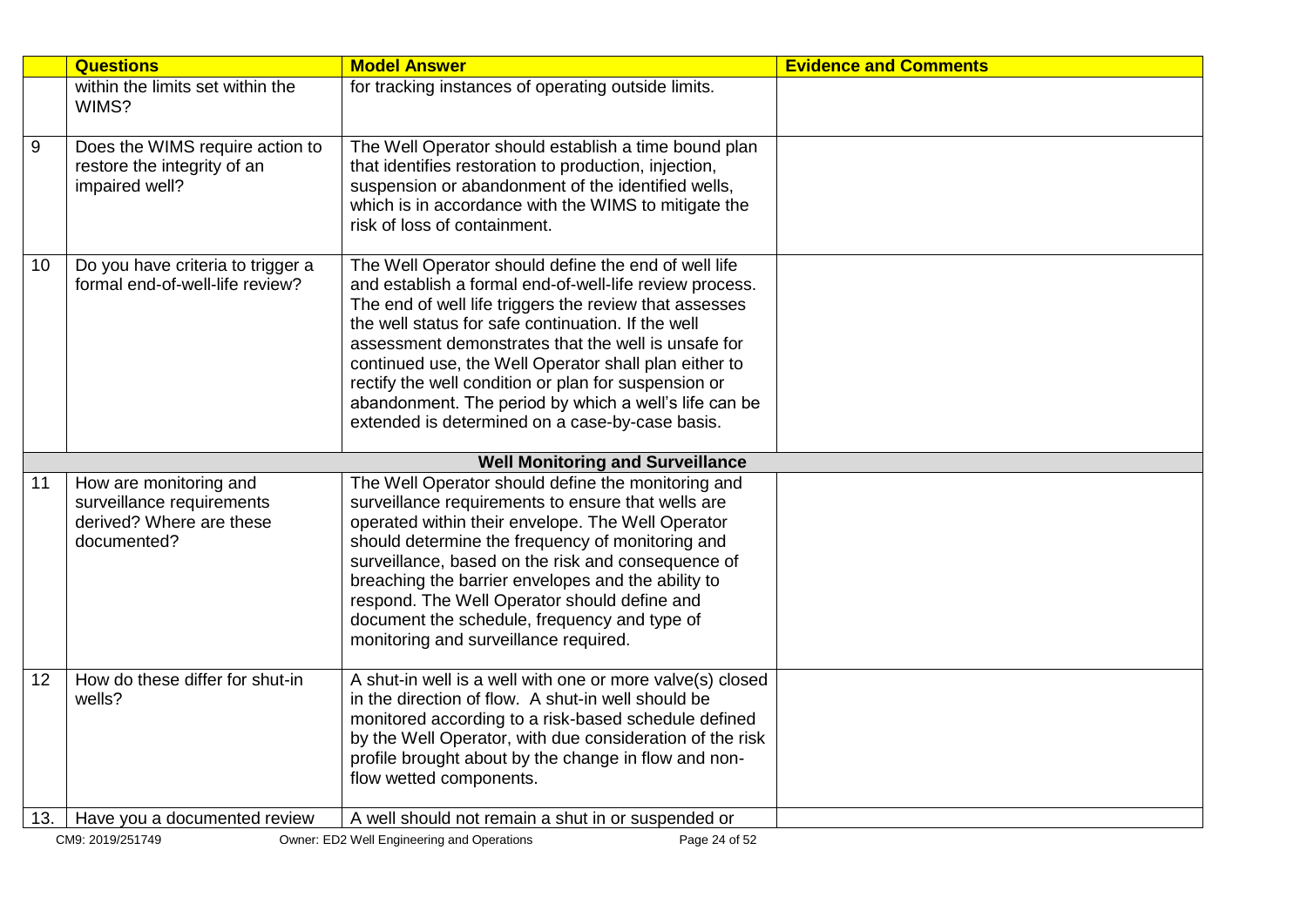| | Questions | Model Answer | Evidence and Comments |
|---|---|---|---|
| | within the limits set within the WIMS? | for tracking instances of operating outside limits. | |
| 9 | Does the WIMS require action to restore the integrity of an impaired well? | The Well Operator should establish a time bound plan that identifies restoration to production, injection, suspension or abandonment of the identified wells, which is in accordance with the WIMS to mitigate the risk of loss of containment. | |
| 10 | Do you have criteria to trigger a formal end-of-well-life review? | The Well Operator should define the end of well life and establish a formal end-of-well-life review process. The end of well life triggers the review that assesses the well status for safe continuation. If the well assessment demonstrates that the well is unsafe for continued use, the Well Operator shall plan either to rectify the well condition or plan for suspension or abandonment. The period by which a well's life can be extended is determined on a case-by-case basis. | |
| | | **Well Monitoring and Surveillance** | |
| 11 | How are monitoring and surveillance requirements derived? Where are these documented? | The Well Operator should define the monitoring and surveillance requirements to ensure that wells are operated within their envelope. The Well Operator should determine the frequency of monitoring and surveillance, based on the risk and consequence of breaching the barrier envelopes and the ability to respond. The Well Operator should define and document the schedule, frequency and type of monitoring and surveillance required. | |
| 12 | How do these differ for shut-in wells? | A shut-in well is a well with one or more valve(s) closed in the direction of flow. A shut-in well should be monitored according to a risk-based schedule defined by the Well Operator, with due consideration of the risk profile brought about by the change in flow and non-flow wetted components. | |
| 13. | Have you a documented review | A well should not remain a shut in or suspended or | |

CM9: 2019/251749 Owner: ED2 Well Engineering and Operations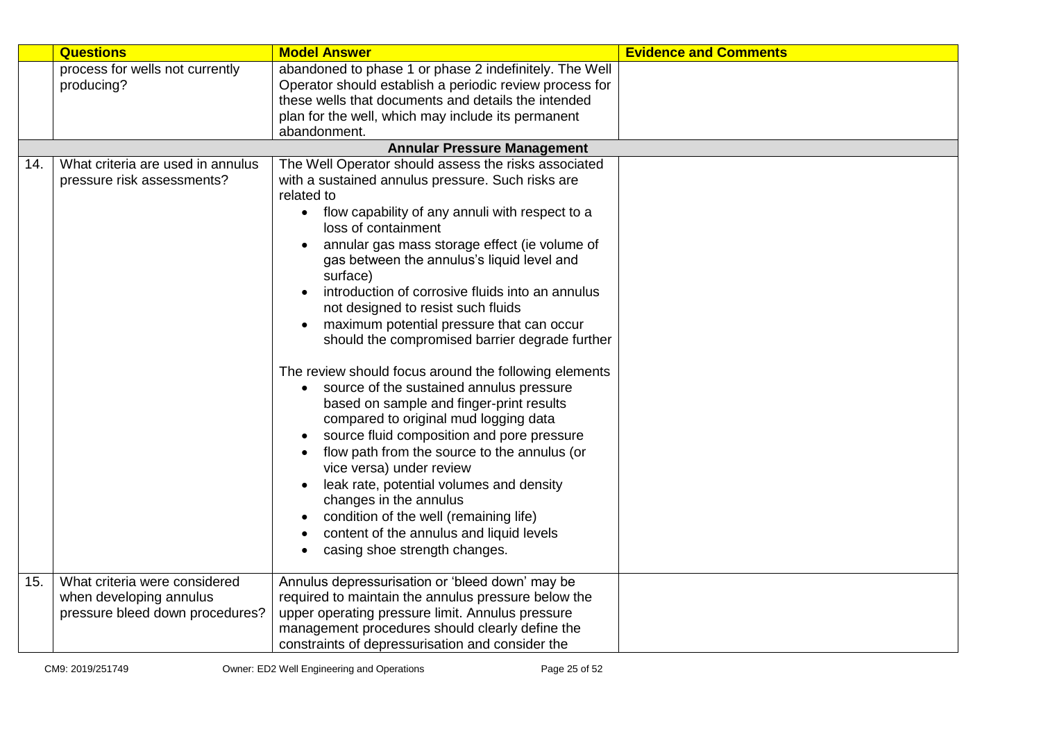| | Questions | Model Answer | Evidence and Comments |
|---|---|---|---|
| | process for wells not currently producing? | abandoned to phase 1 or phase 2 indefinitely. The Well Operator should establish a periodic review process for these wells that documents and details the intended plan for the well, which may include its permanent abandonment. | |
| | | **Annular Pressure Management** | |
| 14. | What criteria are used in annulus pressure risk assessments? | The Well Operator should assess the risks associated with a sustained annulus pressure. Such risks are related to<br>• flow capability of any annuli with respect to a loss of containment<br>• annular gas mass storage effect (ie volume of gas between the annulus's liquid level and surface)<br>• introduction of corrosive fluids into an annulus not designed to resist such fluids<br>• maximum potential pressure that can occur should the compromised barrier degrade further<br><br>The review should focus around the following elements<br>• source of the sustained annulus pressure based on sample and finger-print results compared to original mud logging data<br>• source fluid composition and pore pressure<br>• flow path from the source to the annulus (or vice versa) under review<br>• leak rate, potential volumes and density changes in the annulus<br>• condition of the well (remaining life)<br>• content of the annulus and liquid levels<br>• casing shoe strength changes. | |
| 15. | What criteria were considered when developing annulus pressure bleed down procedures? | Annulus depressurisation or 'bleed down' may be required to maintain the annulus pressure below the upper operating pressure limit. Annulus pressure management procedures should clearly define the constraints of depressurisation and consider the | |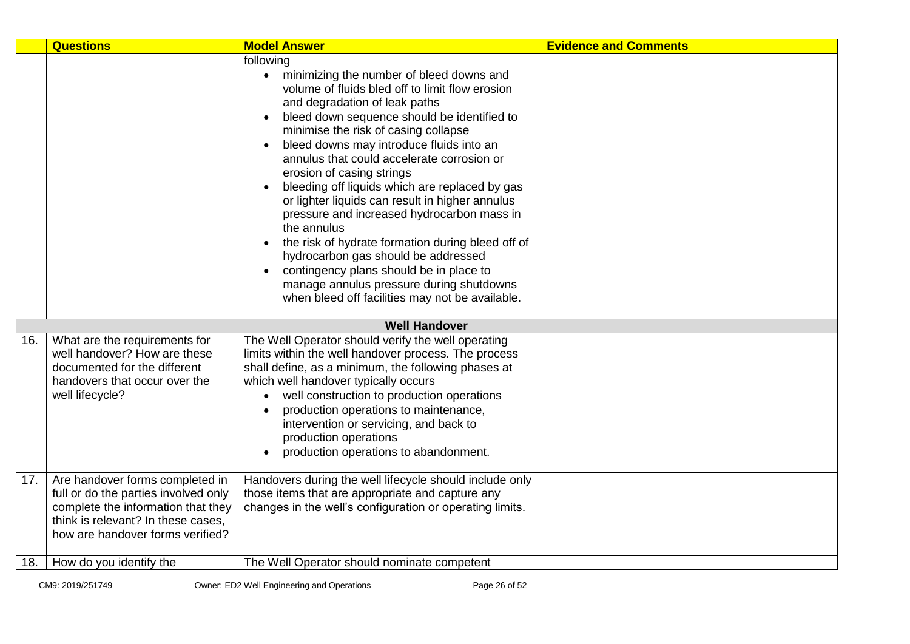| | Questions | Model Answer | Evidence and Comments |
|---|---|---|---|
| | | following<br>• minimizing the number of bleed downs and volume of fluids bled off to limit flow erosion and degradation of leak paths<br>• bleed down sequence should be identified to minimise the risk of casing collapse<br>• bleed downs may introduce fluids into an annulus that could accelerate corrosion or erosion of casing strings<br>• bleeding off liquids which are replaced by gas or lighter liquids can result in higher annulus pressure and increased hydrocarbon mass in the annulus<br>• the risk of hydrate formation during bleed off of hydrocarbon gas should be addressed<br>• contingency plans should be in place to manage annulus pressure during shutdowns when bleed off facilities may not be available. | |
| | | **Well Handover** | |
| 16. | What are the requirements for well handover? How are these documented for the different handovers that occur over the well lifecycle? | The Well Operator should verify the well operating limits within the well handover process. The process shall define, as a minimum, the following phases at which well handover typically occurs<br>• well construction to production operations<br>• production operations to maintenance, intervention or servicing, and back to production operations<br>• production operations to abandonment. | |
| 17. | Are handover forms completed in full or do the parties involved only complete the information that they think is relevant? In these cases, how are handover forms verified? | Handovers during the well lifecycle should include only those items that are appropriate and capture any changes in the well's configuration or operating limits. | |
| 18. | How do you identify the | The Well Operator should nominate competent | |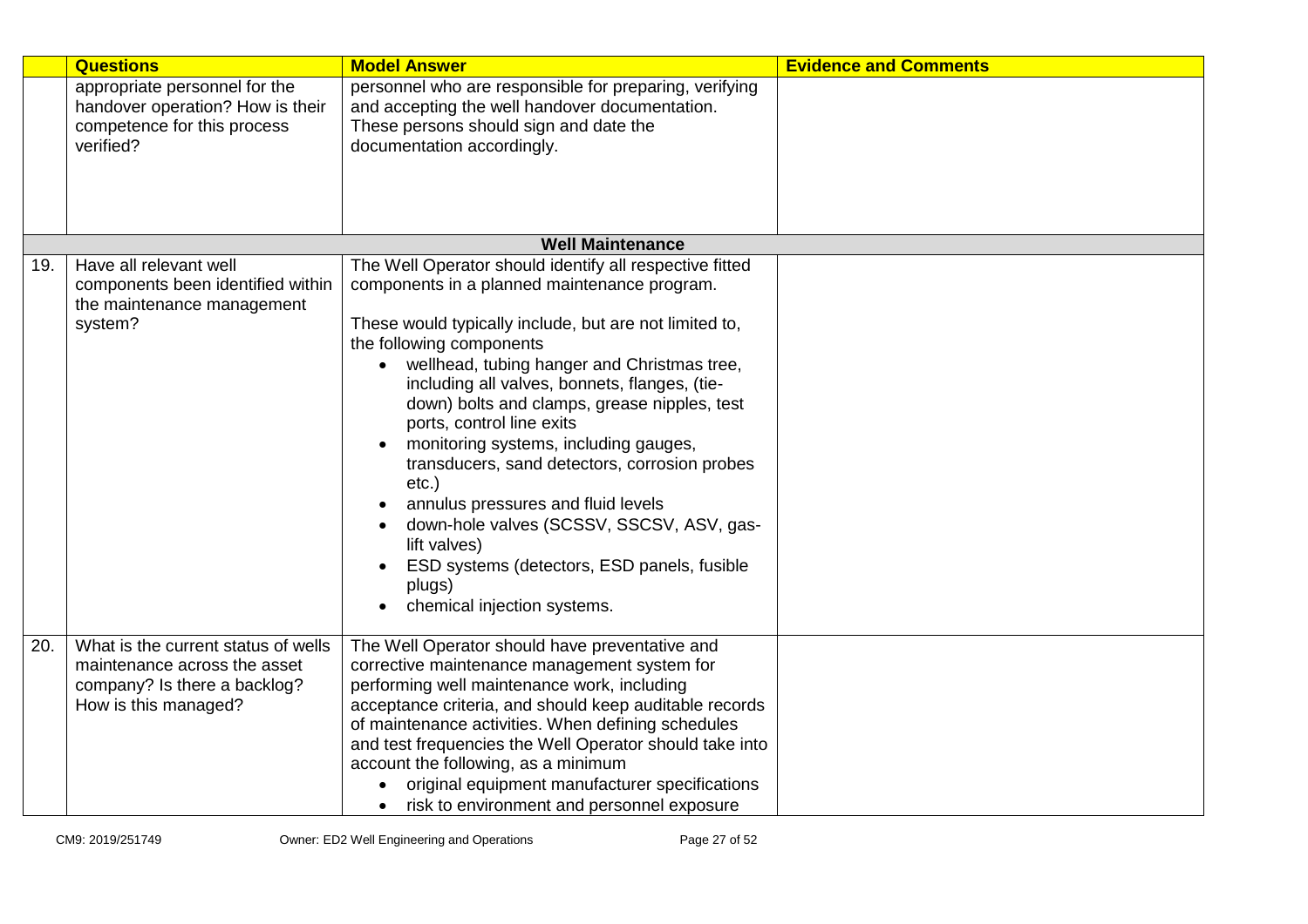| | Questions | Model Answer | Evidence and Comments |
|---|---|---|---|
| | appropriate personnel for the handover operation? How is their competence for this process verified? | personnel who are responsible for preparing, verifying and accepting the well handover documentation. These persons should sign and date the documentation accordingly. | |
| | | **Well Maintenance** | |
| 19. | Have all relevant well components been identified within the maintenance management system? | The Well Operator should identify all respective fitted components in a planned maintenance program.<br><br>These would typically include, but are not limited to, the following components<br>• wellhead, tubing hanger and Christmas tree, including all valves, bonnets, flanges, (tie-down) bolts and clamps, grease nipples, test ports, control line exits<br>• monitoring systems, including gauges, transducers, sand detectors, corrosion probes etc.)<br>• annulus pressures and fluid levels<br>• down-hole valves (SCSSV, SSCSV, ASV, gas-lift valves)<br>• ESD systems (detectors, ESD panels, fusible plugs)<br>• chemical injection systems. | |
| 20. | What is the current status of wells maintenance across the asset company? Is there a backlog? How is this managed? | The Well Operator should have preventative and corrective maintenance management system for performing well maintenance work, including acceptance criteria, and should keep auditable records of maintenance activities. When defining schedules and test frequencies the Well Operator should take into account the following, as a minimum<br>• original equipment manufacturer specifications<br>• risk to environment and personnel exposure | |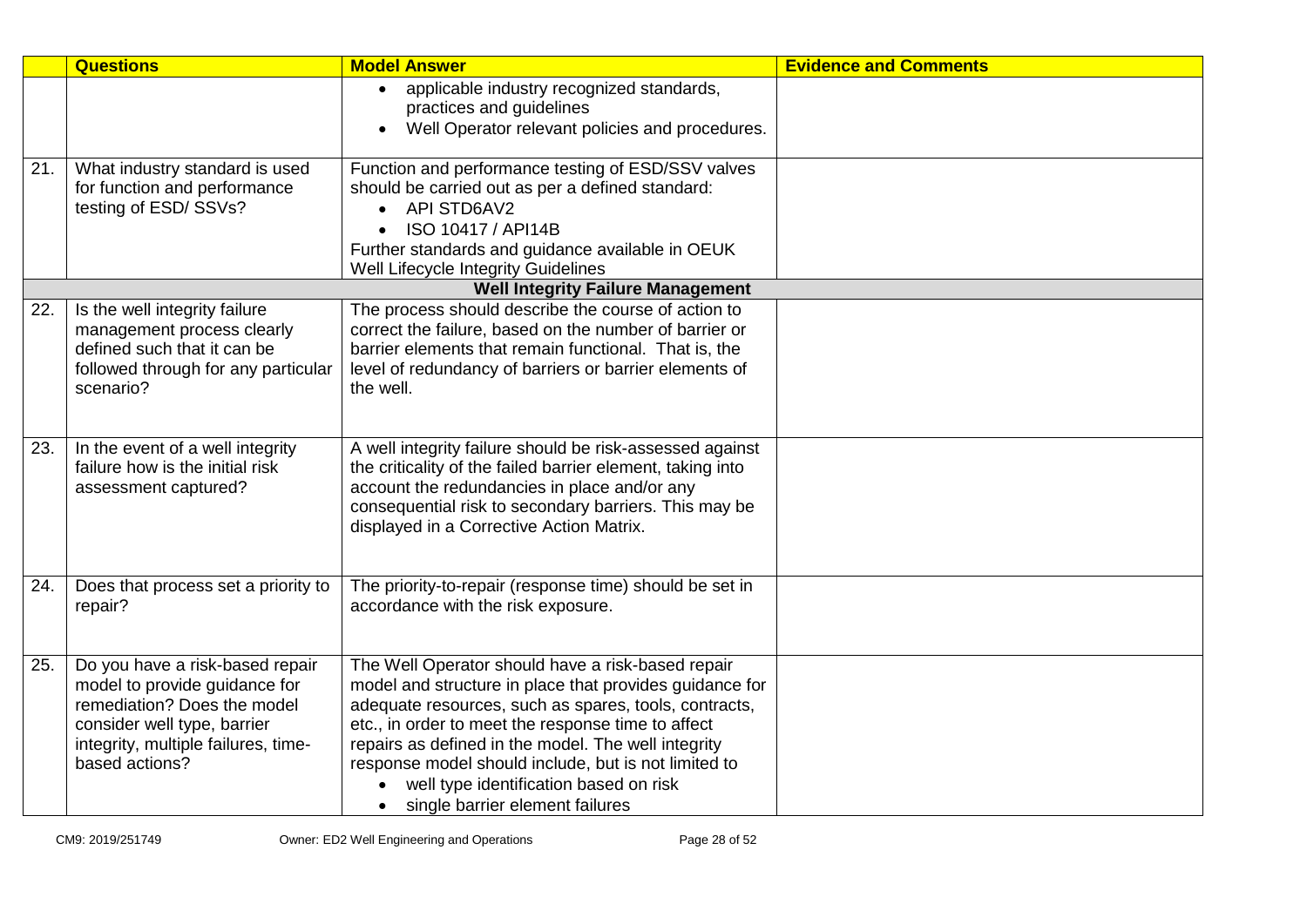| | Questions | Model Answer | Evidence and Comments |
|---|---|---|---|
| | | • applicable industry recognized standards, practices and guidelines<br>• Well Operator relevant policies and procedures. | |
| 21. | What industry standard is used for function and performance testing of ESD/ SSVs? | Function and performance testing of ESD/SSV valves should be carried out as per a defined standard:<br>• API STD6AV2<br>• ISO 10417 / API14B<br>Further standards and guidance available in OEUK Well Lifecycle Integrity Guidelines | |
| | | **Well Integrity Failure Management** | |
| 22. | Is the well integrity failure management process clearly defined such that it can be followed through for any particular scenario? | The process should describe the course of action to correct the failure, based on the number of barrier or barrier elements that remain functional. That is, the level of redundancy of barriers or barrier elements of the well. | |
| 23. | In the event of a well integrity failure how is the initial risk assessment captured? | A well integrity failure should be risk-assessed against the criticality of the failed barrier element, taking into account the redundancies in place and/or any consequential risk to secondary barriers. This may be displayed in a Corrective Action Matrix. | |
| 24. | Does that process set a priority to repair? | The priority-to-repair (response time) should be set in accordance with the risk exposure. | |
| 25. | Do you have a risk-based repair model to provide guidance for remediation? Does the model consider well type, barrier integrity, multiple failures, time-based actions? | The Well Operator should have a risk-based repair model and structure in place that provides guidance for adequate resources, such as spares, tools, contracts, etc., in order to meet the response time to affect repairs as defined in the model. The well integrity response model should include, but is not limited to<br>• well type identification based on risk<br>• single barrier element failures | |

CM9: 2019/251749 Owner: ED2 Well Engineering and Operations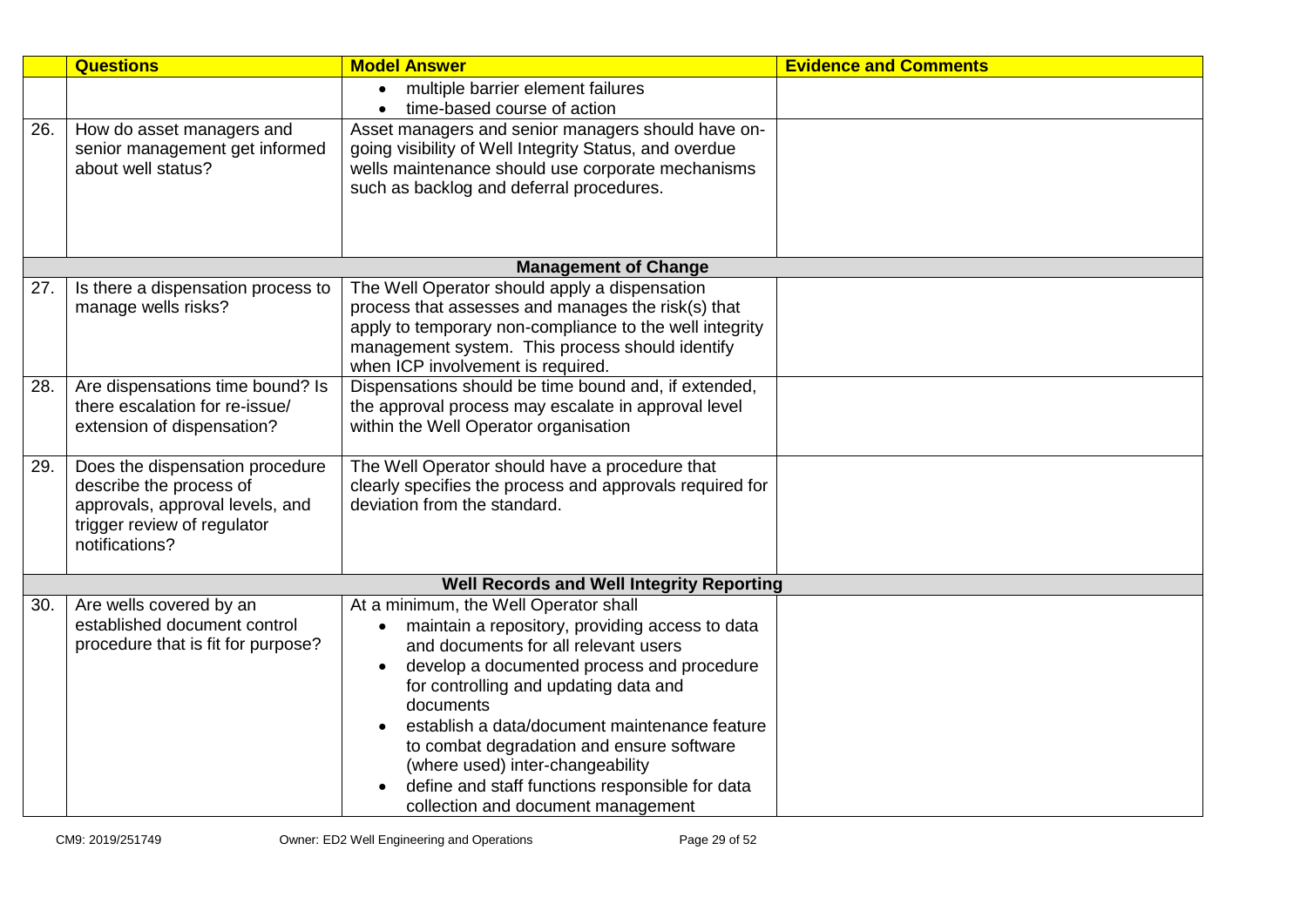| | Questions | Model Answer | Evidence and Comments |
|---|---|---|---|
| | | • multiple barrier element failures<br>• time-based course of action | |
| 26. | How do asset managers and senior management get informed about well status? | Asset managers and senior managers should have on-going visibility of Well Integrity Status, and overdue wells maintenance should use corporate mechanisms such as backlog and deferral procedures. | |
| | | **Management of Change** | |
| 27. | Is there a dispensation process to manage wells risks? | The Well Operator should apply a dispensation process that assesses and manages the risk(s) that apply to temporary non-compliance to the well integrity management system. This process should identify when ICP involvement is required. | |
| 28. | Are dispensations time bound? Is there escalation for re-issue/ extension of dispensation? | Dispensations should be time bound and, if extended, the approval process may escalate in approval level within the Well Operator organisation | |
| 29. | Does the dispensation procedure describe the process of approvals, approval levels, and trigger review of regulator notifications? | The Well Operator should have a procedure that clearly specifies the process and approvals required for deviation from the standard. | |
| | | **Well Records and Well Integrity Reporting** | |
| 30. | Are wells covered by an established document control procedure that is fit for purpose? | At a minimum, the Well Operator shall<br>• maintain a repository, providing access to data and documents for all relevant users<br>• develop a documented process and procedure for controlling and updating data and documents<br>• establish a data/document maintenance feature to combat degradation and ensure software (where used) inter-changeability<br>• define and staff functions responsible for data collection and document management | |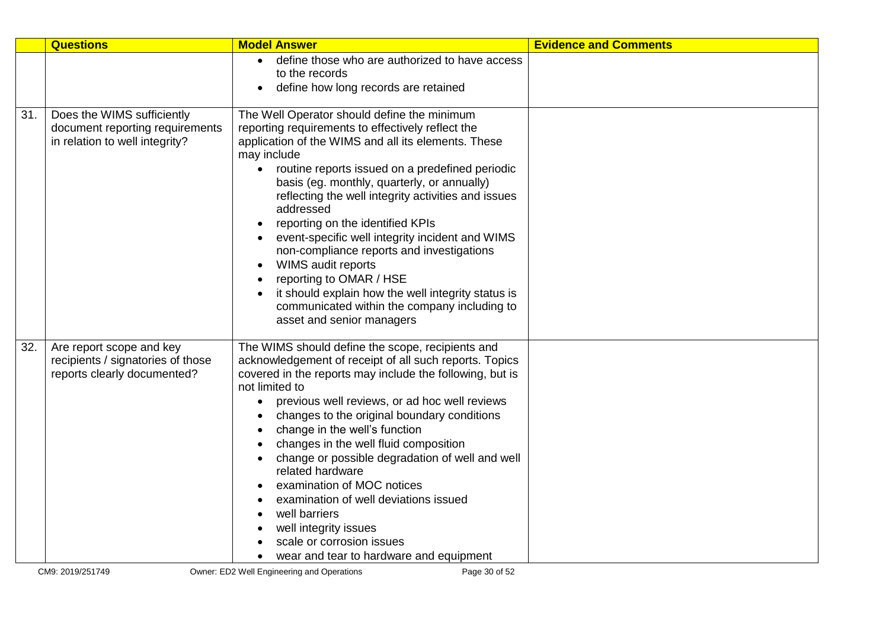| | Questions | Model Answer | Evidence and Comments |
|---|---|---|---|
| | | • define those who are authorized to have access to the records<br>• define how long records are retained | |
| 31. | Does the WIMS sufficiently document reporting requirements in relation to well integrity? | The Well Operator should define the minimum reporting requirements to effectively reflect the application of the WIMS and all its elements. These may include<br>• routine reports issued on a predefined periodic basis (eg. monthly, quarterly, or annually) reflecting the well integrity activities and issues addressed<br>• reporting on the identified KPIs<br>• event-specific well integrity incident and WIMS non-compliance reports and investigations<br>• WIMS audit reports<br>• reporting to OMAR / HSE<br>• it should explain how the well integrity status is communicated within the company including to asset and senior managers | |
| 32. | Are report scope and key recipients / signatories of those reports clearly documented? | The WIMS should define the scope, recipients and acknowledgement of receipt of all such reports. Topics covered in the reports may include the following, but is not limited to<br>• previous well reviews, or ad hoc well reviews<br>• changes to the original boundary conditions<br>• change in the well's function<br>• changes in the well fluid composition<br>• change or possible degradation of well and well related hardware<br>• examination of MOC notices<br>• examination of well deviations issued<br>• well barriers<br>• well integrity issues<br>• scale or corrosion issues<br>• wear and tear to hardware and equipment | |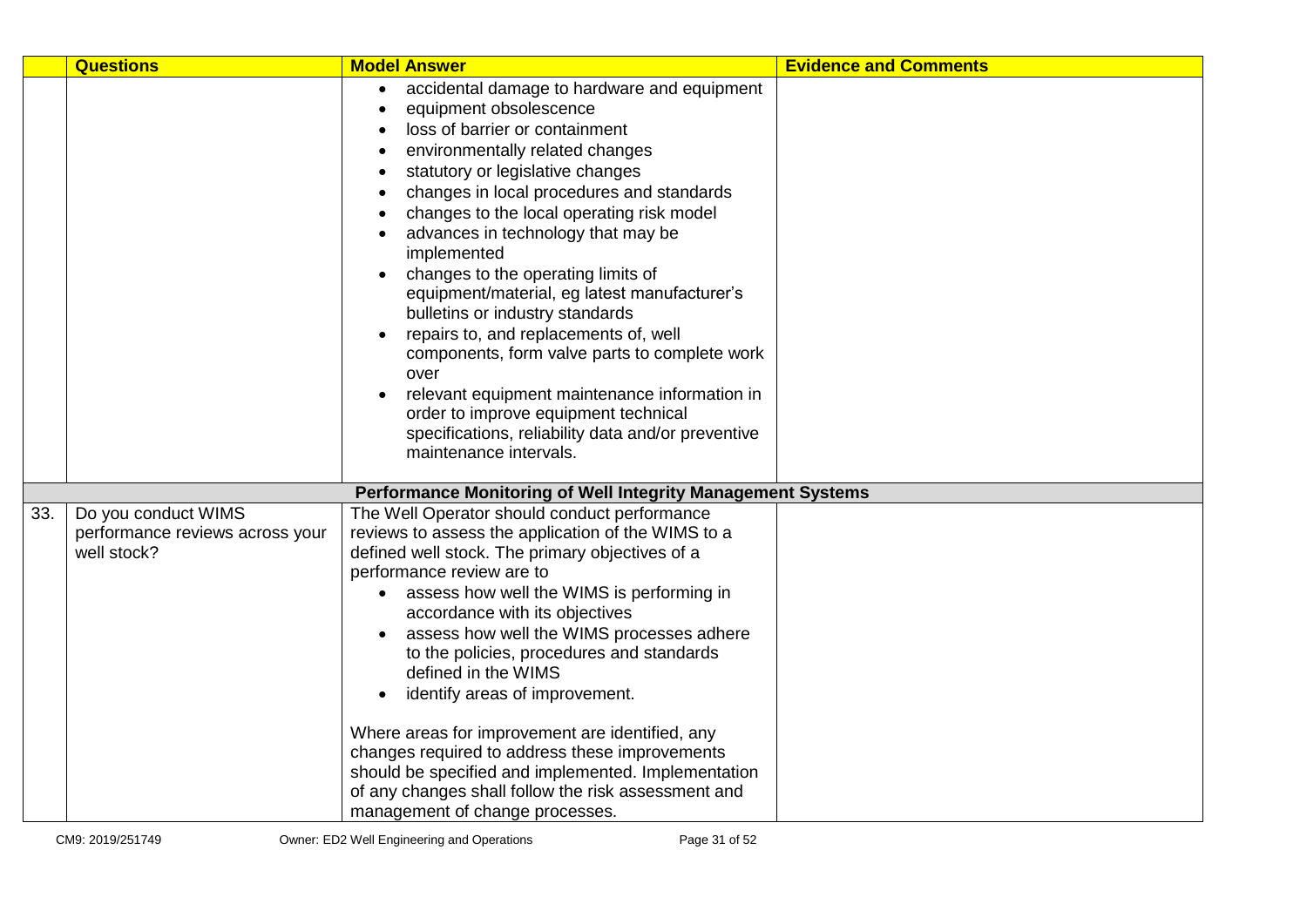|  | Questions | Model Answer | Evidence and Comments |
|---|---|---|---|
|  |  | <ul><li>accidental damage to hardware and equipment</li><li>equipment obsolescence</li><li>loss of barrier or containment</li><li>environmentally related changes</li><li>statutory or legislative changes</li><li>changes in local procedures and standards</li><li>changes to the local operating risk model</li><li>advances in technology that may be implemented</li><li>changes to the operating limits of equipment/material, eg latest manufacturer's bulletins or industry standards</li><li>repairs to, and replacements of, well components, form valve parts to complete work over</li><li>relevant equipment maintenance information in order to improve equipment technical specifications, reliability data and/or preventive maintenance intervals.</li></ul> |  |
| **Performance Monitoring of Well Integrity Management Systems** | | | |
| 33. | Do you conduct WIMS performance reviews across your well stock? | The Well Operator should conduct performance reviews to assess the application of the WIMS to a defined well stock. The primary objectives of a performance review are to<ul><li>assess how well the WIMS is performing in accordance with its objectives</li><li>assess how well the WIMS processes adhere to the policies, procedures and standards defined in the WIMS</li><li>identify areas of improvement.</li></ul>Where areas for improvement are identified, any changes required to address these improvements should be specified and implemented. Implementation of any changes shall follow the risk assessment and management of change processes. |  |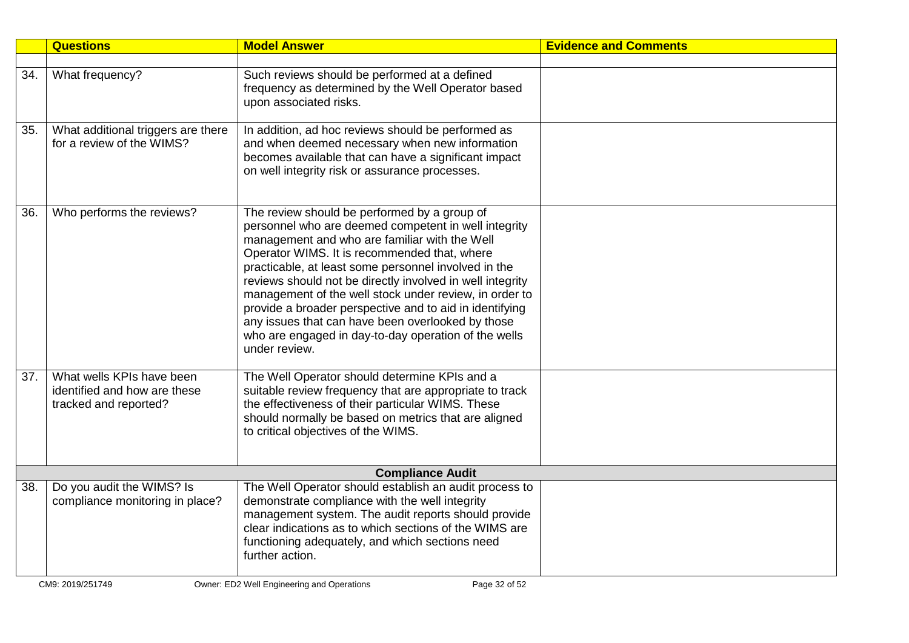| | Questions | Model Answer | Evidence and Comments |
|---|---|---|---|
| | | | |
| 34. | What frequency? | Such reviews should be performed at a defined frequency as determined by the Well Operator based upon associated risks. | |
| 35. | What additional triggers are there for a review of the WIMS? | In addition, ad hoc reviews should be performed as and when deemed necessary when new information becomes available that can have a significant impact on well integrity risk or assurance processes. | |
| 36. | Who performs the reviews? | The review should be performed by a group of personnel who are deemed competent in well integrity management and who are familiar with the Well Operator WIMS. It is recommended that, where practicable, at least some personnel involved in the reviews should not be directly involved in well integrity management of the well stock under review, in order to provide a broader perspective and to aid in identifying any issues that can have been overlooked by those who are engaged in day-to-day operation of the wells under review. | |
| 37. | What wells KPIs have been identified and how are these tracked and reported? | The Well Operator should determine KPIs and a suitable review frequency that are appropriate to track the effectiveness of their particular WIMS. These should normally be based on metrics that are aligned to critical objectives of the WIMS. | |
| | | **Compliance Audit** | |
| 38. | Do you audit the WIMS? Is compliance monitoring in place? | The Well Operator should establish an audit process to demonstrate compliance with the well integrity management system. The audit reports should provide clear indications as to which sections of the WIMS are functioning adequately, and which sections need further action. | |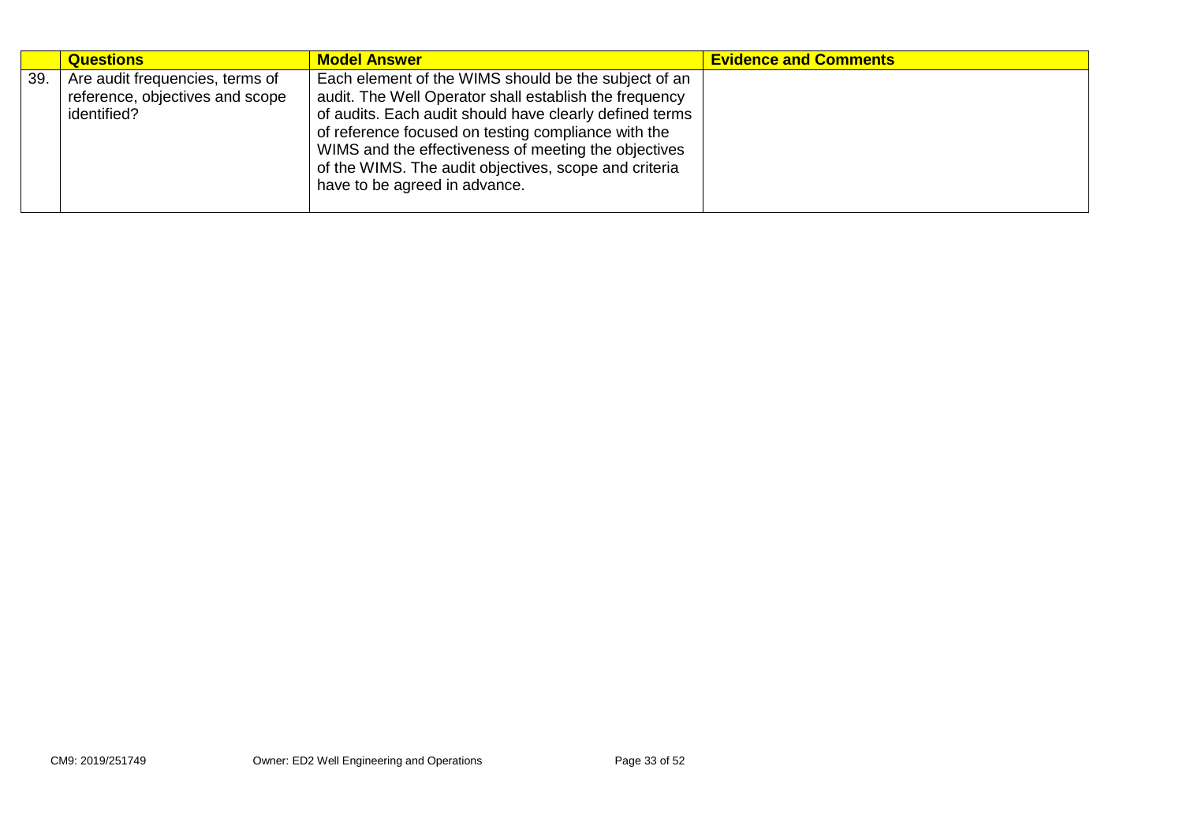| | Questions | Model Answer | Evidence and Comments |
|---|---|---|---|
| 39. | Are audit frequencies, terms of reference, objectives and scope identified? | Each element of the WIMS should be the subject of an audit. The Well Operator shall establish the frequency of audits. Each audit should have clearly defined terms of reference focused on testing compliance with the WIMS and the effectiveness of meeting the objectives of the WIMS. The audit objectives, scope and criteria have to be agreed in advance. | |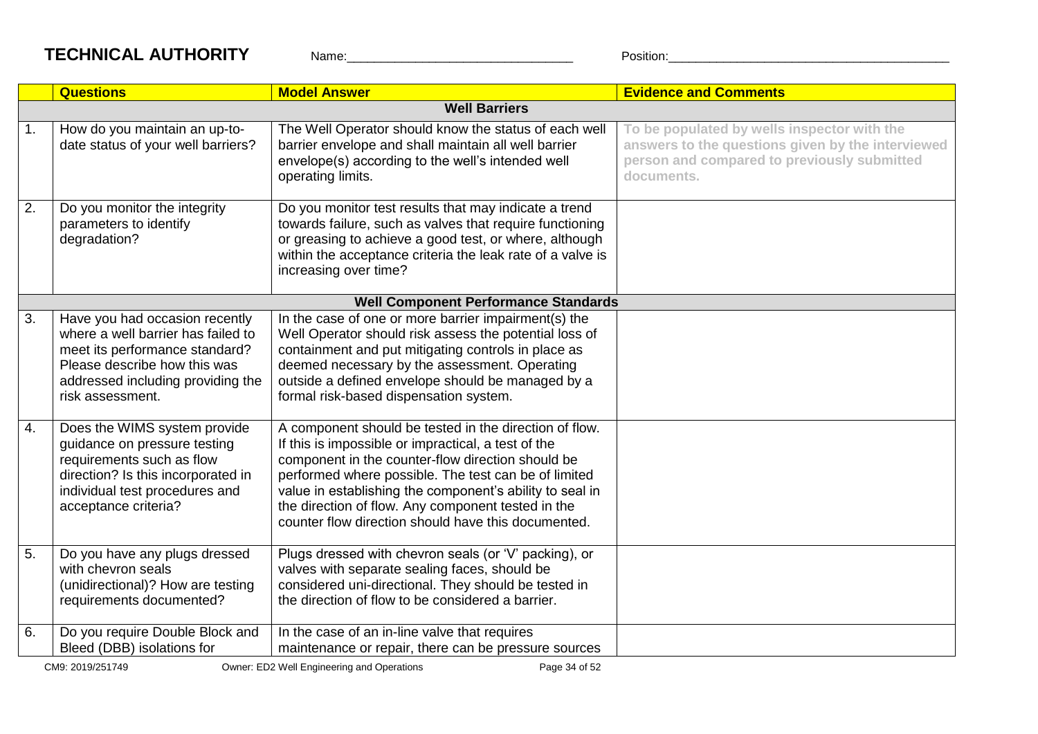## TECHNICAL AUTHORITY

Name:________________________________ Position:________________________________________

| | Questions | Model Answer | Evidence and Comments |
|---|---|---|---|
| | | **Well Barriers** | |
| 1. | How do you maintain an up-to-date status of your well barriers? | The Well Operator should know the status of each well barrier envelope and shall maintain all well barrier envelope(s) according to the well's intended well operating limits. | To be populated by wells inspector with the answers to the questions given by the interviewed person and compared to previously submitted documents. |
| 2. | Do you monitor the integrity parameters to identify degradation? | Do you monitor test results that may indicate a trend towards failure, such as valves that require functioning or greasing to achieve a good test, or where, although within the acceptance criteria the leak rate of a valve is increasing over time? | |
| | | **Well Component Performance Standards** | |
| 3. | Have you had occasion recently where a well barrier has failed to meet its performance standard? Please describe how this was addressed including providing the risk assessment. | In the case of one or more barrier impairment(s) the Well Operator should risk assess the potential loss of containment and put mitigating controls in place as deemed necessary by the assessment. Operating outside a defined envelope should be managed by a formal risk-based dispensation system. | |
| 4. | Does the WIMS system provide guidance on pressure testing requirements such as flow direction? Is this incorporated in individual test procedures and acceptance criteria? | A component should be tested in the direction of flow. If this is impossible or impractical, a test of the component in the counter-flow direction should be performed where possible. The test can be of limited value in establishing the component's ability to seal in the direction of flow. Any component tested in the counter flow direction should have this documented. | |
| 5. | Do you have any plugs dressed with chevron seals (unidirectional)? How are testing requirements documented? | Plugs dressed with chevron seals (or 'V' packing), or valves with separate sealing faces, should be considered uni-directional. They should be tested in the direction of flow to be considered a barrier. | |
| 6. | Do you require Double Block and Bleed (DBB) isolations for | In the case of an in-line valve that requires maintenance or repair, there can be pressure sources | |

CM9: 2019/251749 Owner: ED2 Well Engineering and Operations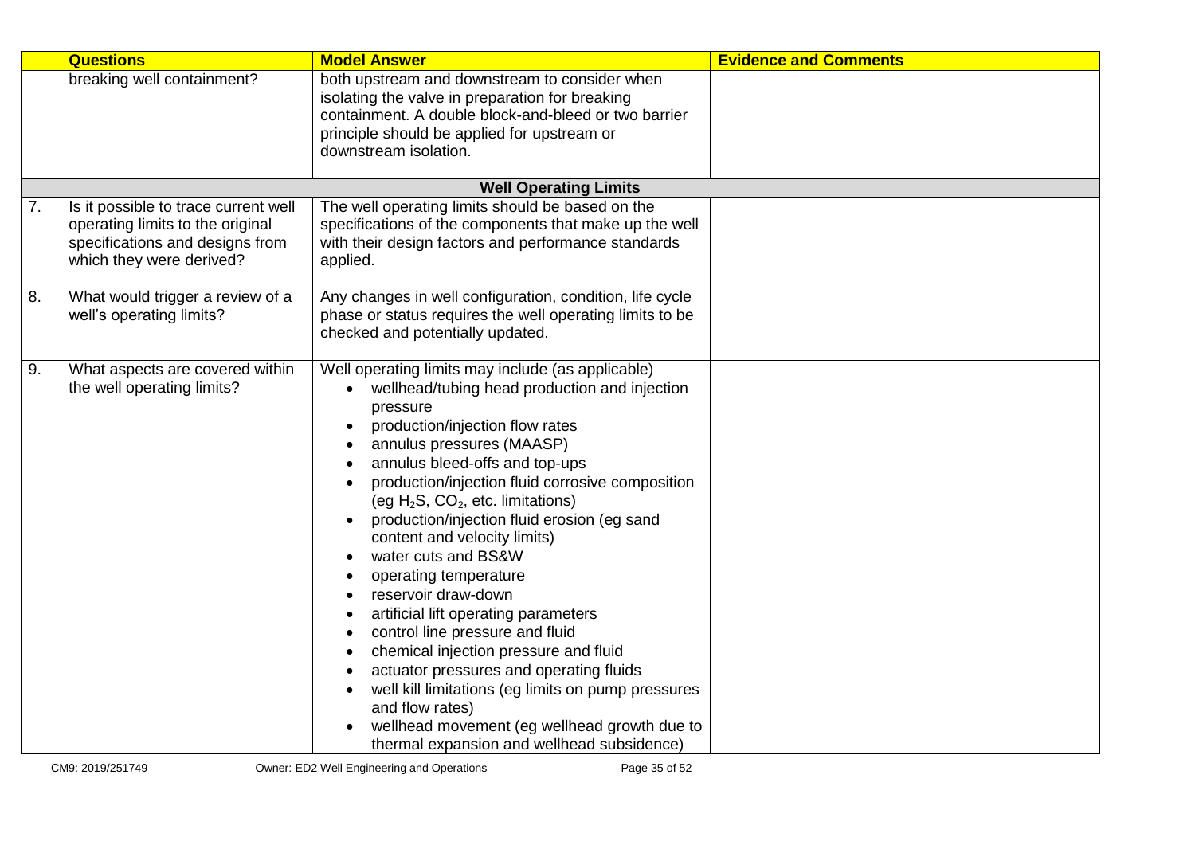| | Questions | Model Answer | Evidence and Comments |
|---|---|---|---|
| | breaking well containment? | both upstream and downstream to consider when isolating the valve in preparation for breaking containment. A double block-and-bleed or two barrier principle should be applied for upstream or downstream isolation. | |
| | | **Well Operating Limits** | |
| 7. | Is it possible to trace current well operating limits to the original specifications and designs from which they were derived? | The well operating limits should be based on the specifications of the components that make up the well with their design factors and performance standards applied. | |
| 8. | What would trigger a review of a well's operating limits? | Any changes in well configuration, condition, life cycle phase or status requires the well operating limits to be checked and potentially updated. | |
| 9. | What aspects are covered within the well operating limits? | Well operating limits may include (as applicable)<br>• wellhead/tubing head production and injection pressure<br>• production/injection flow rates<br>• annulus pressures (MAASP)<br>• annulus bleed-offs and top-ups<br>• production/injection fluid corrosive composition (eg $H_2S$, $CO_2$, etc. limitations)<br>• production/injection fluid erosion (eg sand content and velocity limits)<br>• water cuts and BS&W<br>• operating temperature<br>• reservoir draw-down<br>• artificial lift operating parameters<br>• control line pressure and fluid<br>• chemical injection pressure and fluid<br>• actuator pressures and operating fluids<br>• well kill limitations (eg limits on pump pressures and flow rates)<br>• wellhead movement (eg wellhead growth due to thermal expansion and wellhead subsidence) | |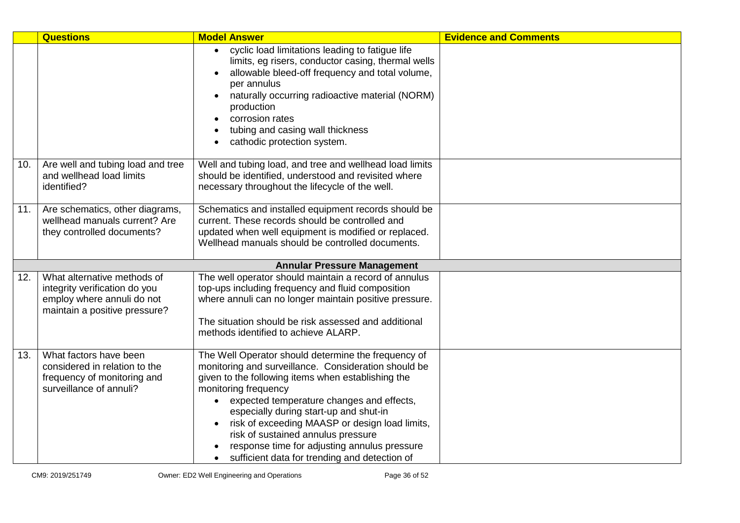| | Questions | Model Answer | Evidence and Comments |
|---|---|---|---|
| | | • cyclic load limitations leading to fatigue life limits, eg risers, conductor casing, thermal wells<br>• allowable bleed-off frequency and total volume, per annulus<br>• naturally occurring radioactive material (NORM) production<br>• corrosion rates<br>• tubing and casing wall thickness<br>• cathodic protection system. | |
| 10. | Are well and tubing load and tree and wellhead load limits identified? | Well and tubing load, and tree and wellhead load limits should be identified, understood and revisited where necessary throughout the lifecycle of the well. | |
| 11. | Are schematics, other diagrams, wellhead manuals current? Are they controlled documents? | Schematics and installed equipment records should be current. These records should be controlled and updated when well equipment is modified or replaced. Wellhead manuals should be controlled documents. | |
| | | **Annular Pressure Management** | |
| 12. | What alternative methods of integrity verification do you employ where annuli do not maintain a positive pressure? | The well operator should maintain a record of annulus top-ups including frequency and fluid composition where annuli can no longer maintain positive pressure.<br><br>The situation should be risk assessed and additional methods identified to achieve ALARP. | |
| 13. | What factors have been considered in relation to the frequency of monitoring and surveillance of annuli? | The Well Operator should determine the frequency of monitoring and surveillance. Consideration should be given to the following items when establishing the monitoring frequency<br>• expected temperature changes and effects, especially during start-up and shut-in<br>• risk of exceeding MAASP or design load limits, risk of sustained annulus pressure<br>• response time for adjusting annulus pressure<br>• sufficient data for trending and detection of | |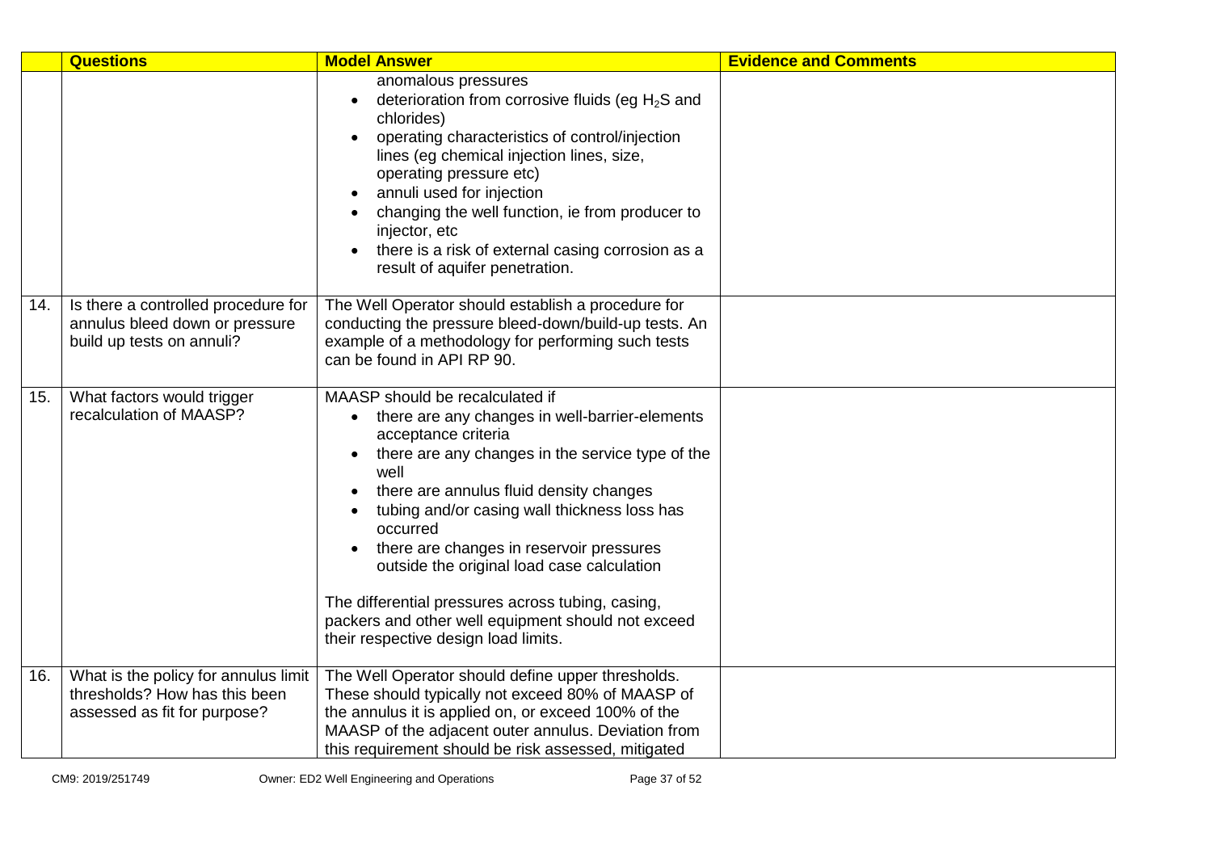| | Questions | Model Answer | Evidence and Comments |
|---|---|---|---|
| | | anomalous pressures<br>• deterioration from corrosive fluids (eg $H_2S$ and chlorides)<br>• operating characteristics of control/injection lines (eg chemical injection lines, size, operating pressure etc)<br>• annuli used for injection<br>• changing the well function, ie from producer to injector, etc<br>• there is a risk of external casing corrosion as a result of aquifer penetration. | |
| 14. | Is there a controlled procedure for annulus bleed down or pressure build up tests on annuli? | The Well Operator should establish a procedure for conducting the pressure bleed-down/build-up tests. An example of a methodology for performing such tests can be found in API RP 90. | |
| 15. | What factors would trigger recalculation of MAASP? | MAASP should be recalculated if<br>• there are any changes in well-barrier-elements acceptance criteria<br>• there are any changes in the service type of the well<br>• there are annulus fluid density changes<br>• tubing and/or casing wall thickness loss has occurred<br>• there are changes in reservoir pressures outside the original load case calculation<br><br>The differential pressures across tubing, casing, packers and other well equipment should not exceed their respective design load limits. | |
| 16. | What is the policy for annulus limit thresholds? How has this been assessed as fit for purpose? | The Well Operator should define upper thresholds. These should typically not exceed 80% of MAASP of the annulus it is applied on, or exceed 100% of the MAASP of the adjacent outer annulus. Deviation from this requirement should be risk assessed, mitigated | |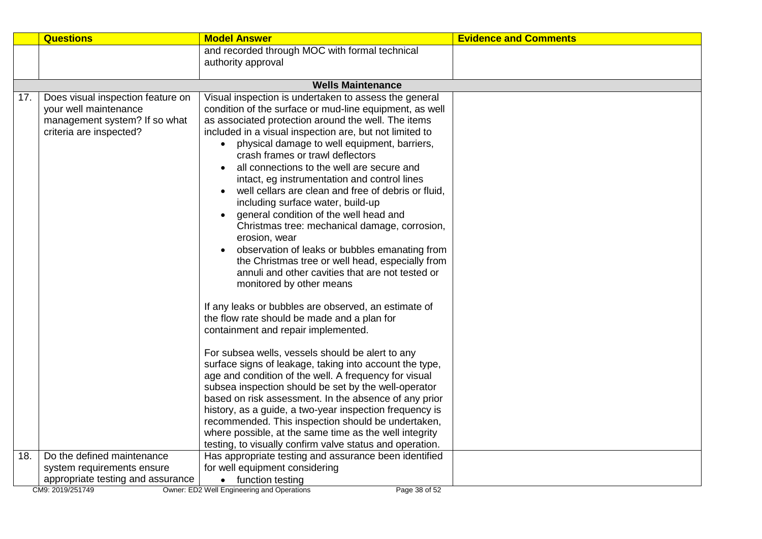| | Questions | Model Answer | Evidence and Comments |
|---|---|---|---|
| | | and recorded through MOC with formal technical authority approval | |
| | | **Wells Maintenance** | |
| 17. | Does visual inspection feature on your well maintenance management system? If so what criteria are inspected? | Visual inspection is undertaken to assess the general condition of the surface or mud-line equipment, as well as associated protection around the well. The items included in a visual inspection are, but not limited to<br>• physical damage to well equipment, barriers, crash frames or trawl deflectors<br>• all connections to the well are secure and intact, eg instrumentation and control lines<br>• well cellars are clean and free of debris or fluid, including surface water, build-up<br>• general condition of the well head and Christmas tree: mechanical damage, corrosion, erosion, wear<br>• observation of leaks or bubbles emanating from the Christmas tree or well head, especially from annuli and other cavities that are not tested or monitored by other means<br><br>If any leaks or bubbles are observed, an estimate of the flow rate should be made and a plan for containment and repair implemented.<br><br>For subsea wells, vessels should be alert to any surface signs of leakage, taking into account the type, age and condition of the well. A frequency for visual subsea inspection should be set by the well-operator based on risk assessment. In the absence of any prior history, as a guide, a two-year inspection frequency is recommended. This inspection should be undertaken, where possible, at the same time as the well integrity testing, to visually confirm valve status and operation. | |
| 18. | Do the defined maintenance system requirements ensure appropriate testing and assurance | Has appropriate testing and assurance been identified for well equipment considering<br>• function testing | |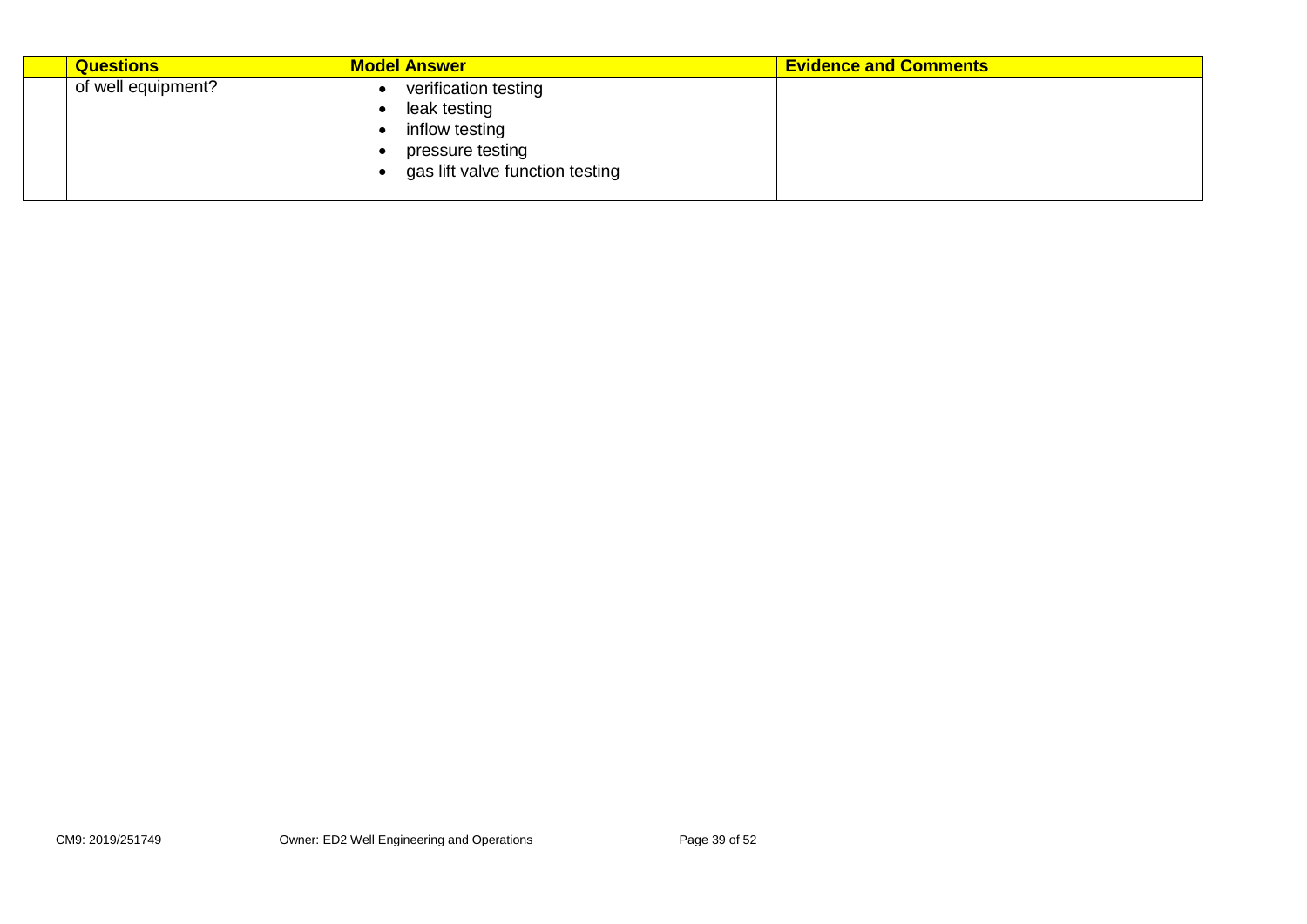| | Questions | Model Answer | Evidence and Comments |
|---|---|---|---|
| | of well equipment? | • verification testing<br>• leak testing<br>• inflow testing<br>• pressure testing<br>• gas lift valve function testing | |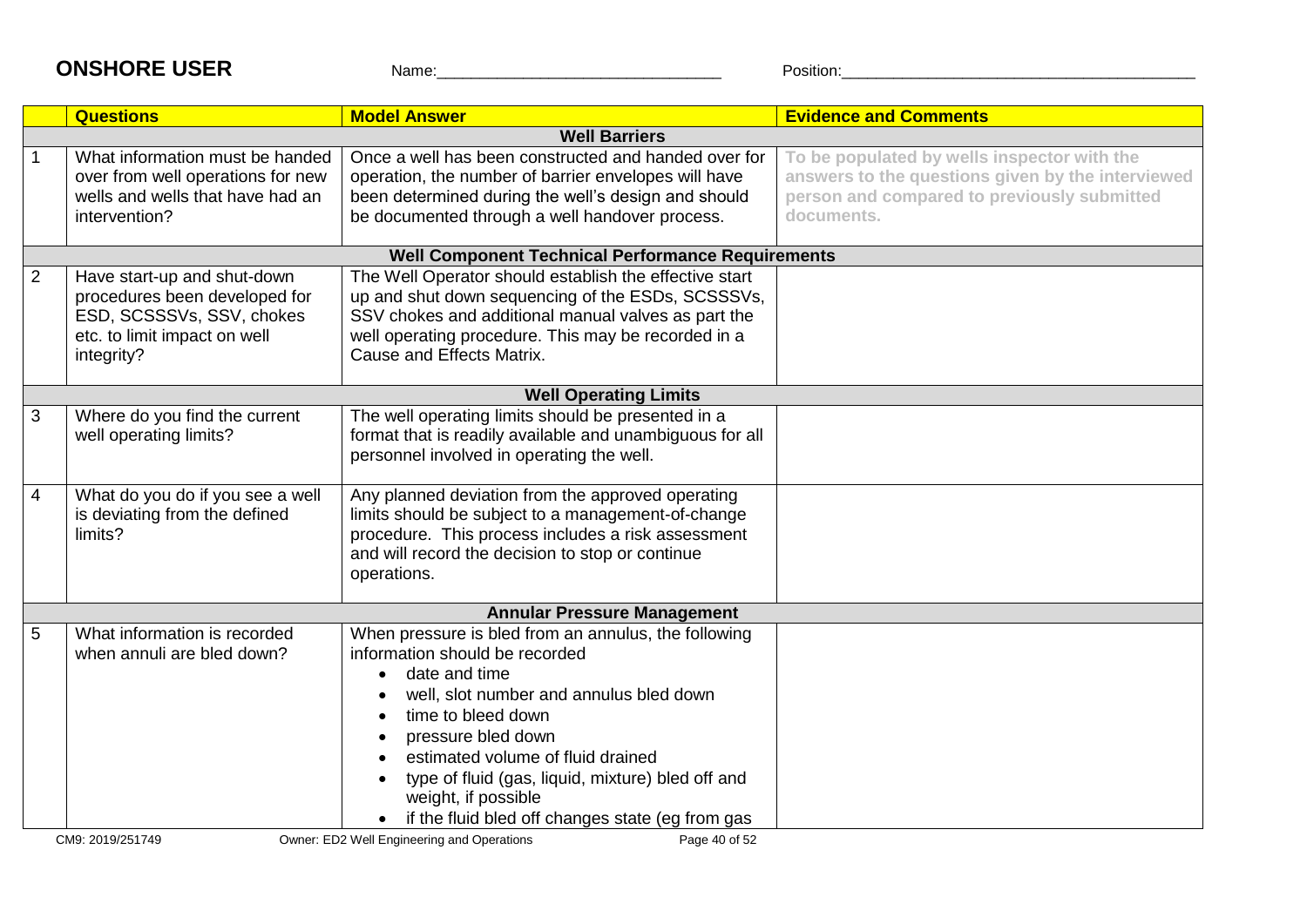## ONSHORE USER

Name:________________________________ Position:________________________________________

| | Questions | Model Answer | Evidence and Comments |
|---|---|---|---|
| | | **Well Barriers** | |
| 1 | What information must be handed over from well operations for new wells and wells that have had an intervention? | Once a well has been constructed and handed over for operation, the number of barrier envelopes will have been determined during the well's design and should be documented through a well handover process. | To be populated by wells inspector with the answers to the questions given by the interviewed person and compared to previously submitted documents. |
| | | **Well Component Technical Performance Requirements** | |
| 2 | Have start-up and shut-down procedures been developed for ESD, SCSSSVs, SSV, chokes etc. to limit impact on well integrity? | The Well Operator should establish the effective start up and shut down sequencing of the ESDs, SCSSSVs, SSV chokes and additional manual valves as part the well operating procedure. This may be recorded in a Cause and Effects Matrix. | |
| | | **Well Operating Limits** | |
| 3 | Where do you find the current well operating limits? | The well operating limits should be presented in a format that is readily available and unambiguous for all personnel involved in operating the well. | |
| 4 | What do you do if you see a well is deviating from the defined limits? | Any planned deviation from the approved operating limits should be subject to a management-of-change procedure. This process includes a risk assessment and will record the decision to stop or continue operations. | |
| | | **Annular Pressure Management** | |
| 5 | What information is recorded when annuli are bled down? | When pressure is bled from an annulus, the following information should be recorded<br>• date and time<br>• well, slot number and annulus bled down<br>• time to bleed down<br>• pressure bled down<br>• estimated volume of fluid drained<br>• type of fluid (gas, liquid, mixture) bled off and weight, if possible<br>• if the fluid bled off changes state (eg from gas | |

CM9: 2019/251749 Owner: ED2 Well Engineering and Operations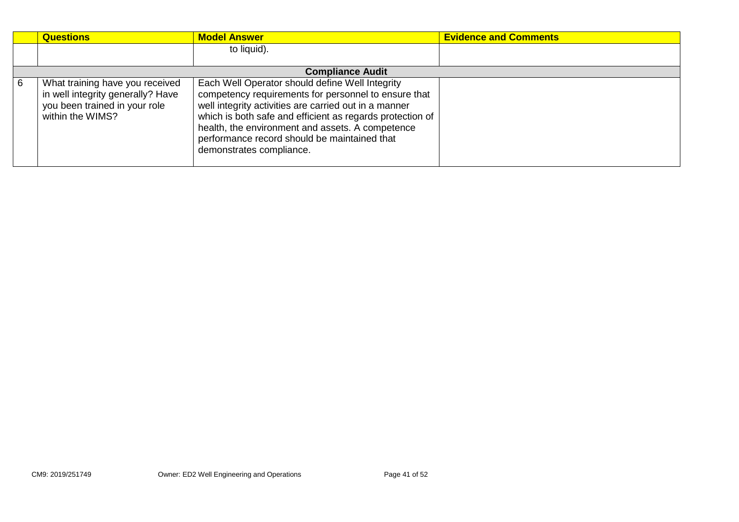| | Questions | Model Answer | Evidence and Comments |
|---|---|---|---|
| | | to liquid). | |
| | | **Compliance Audit** | |
| 6 | What training have you received in well integrity generally? Have you been trained in your role within the WIMS? | Each Well Operator should define Well Integrity competency requirements for personnel to ensure that well integrity activities are carried out in a manner which is both safe and efficient as regards protection of health, the environment and assets. A competence performance record should be maintained that demonstrates compliance. | |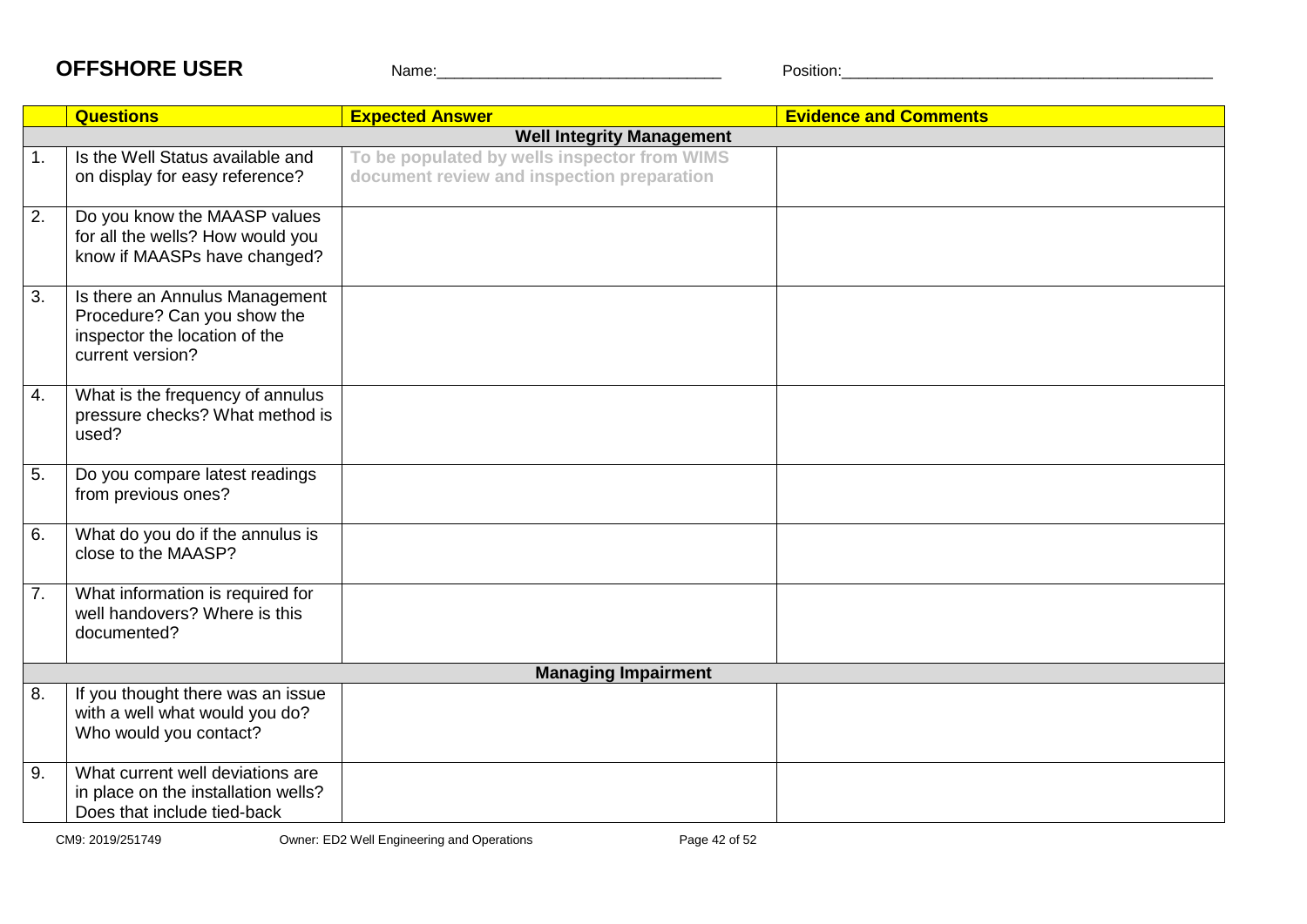**OFFSHORE USER** Name:_______________________________ Position:_________________________________________

| | **Questions** | **Expected Answer** | **Evidence and Comments** |
|---|---|---|---|
| | | **Well Integrity Management** | |
| 1. | Is the Well Status available and on display for easy reference? | To be populated by wells inspector from WIMS document review and inspection preparation | |
| 2. | Do you know the MAASP values for all the wells? How would you know if MAASPs have changed? | | |
| 3. | Is there an Annulus Management Procedure? Can you show the inspector the location of the current version? | | |
| 4. | What is the frequency of annulus pressure checks? What method is used? | | |
| 5. | Do you compare latest readings from previous ones? | | |
| 6. | What do you do if the annulus is close to the MAASP? | | |
| 7. | What information is required for well handovers? Where is this documented? | | |
| | | **Managing Impairment** | |
| 8. | If you thought there was an issue with a well what would you do? Who would you contact? | | |
| 9. | What current well deviations are in place on the installation wells? Does that include tied-back | | |

CM9: 2019/251749 Owner: ED2 Well Engineering and Operations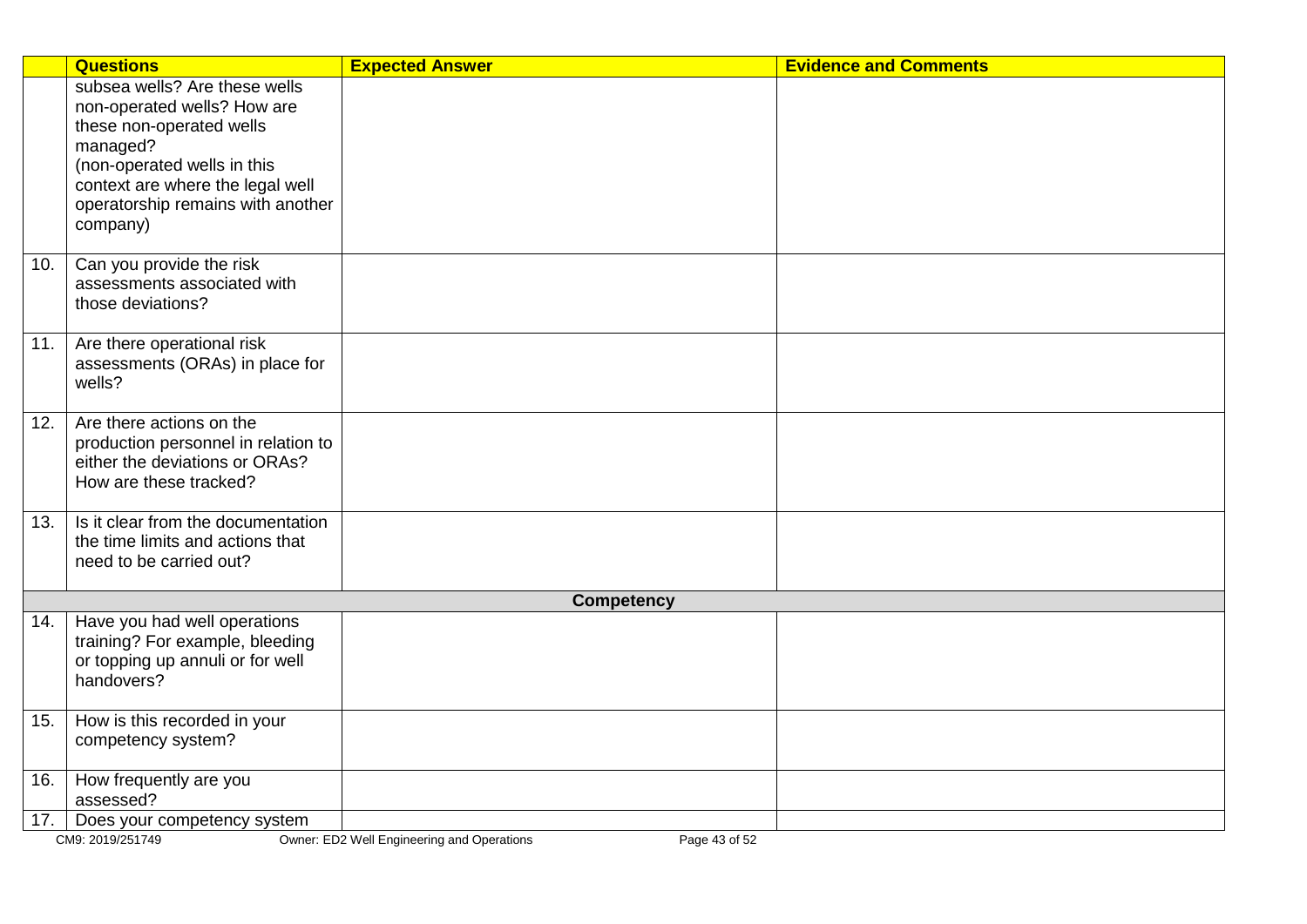| | Questions | Expected Answer | Evidence and Comments |
|---|---|---|---|
| | subsea wells? Are these wells non-operated wells? How are these non-operated wells managed? (non-operated wells in this context are where the legal well operatorship remains with another company) | | |
| 10. | Can you provide the risk assessments associated with those deviations? | | |
| 11. | Are there operational risk assessments (ORAs) in place for wells? | | |
| 12. | Are there actions on the production personnel in relation to either the deviations or ORAs? How are these tracked? | | |
| 13. | Is it clear from the documentation the time limits and actions that need to be carried out? | | |
| | | **Competency** | |
| 14. | Have you had well operations training? For example, bleeding or topping up annuli or for well handovers? | | |
| 15. | How is this recorded in your competency system? | | |
| 16. | How frequently are you assessed? | | |
| 17. | Does your competency system | | |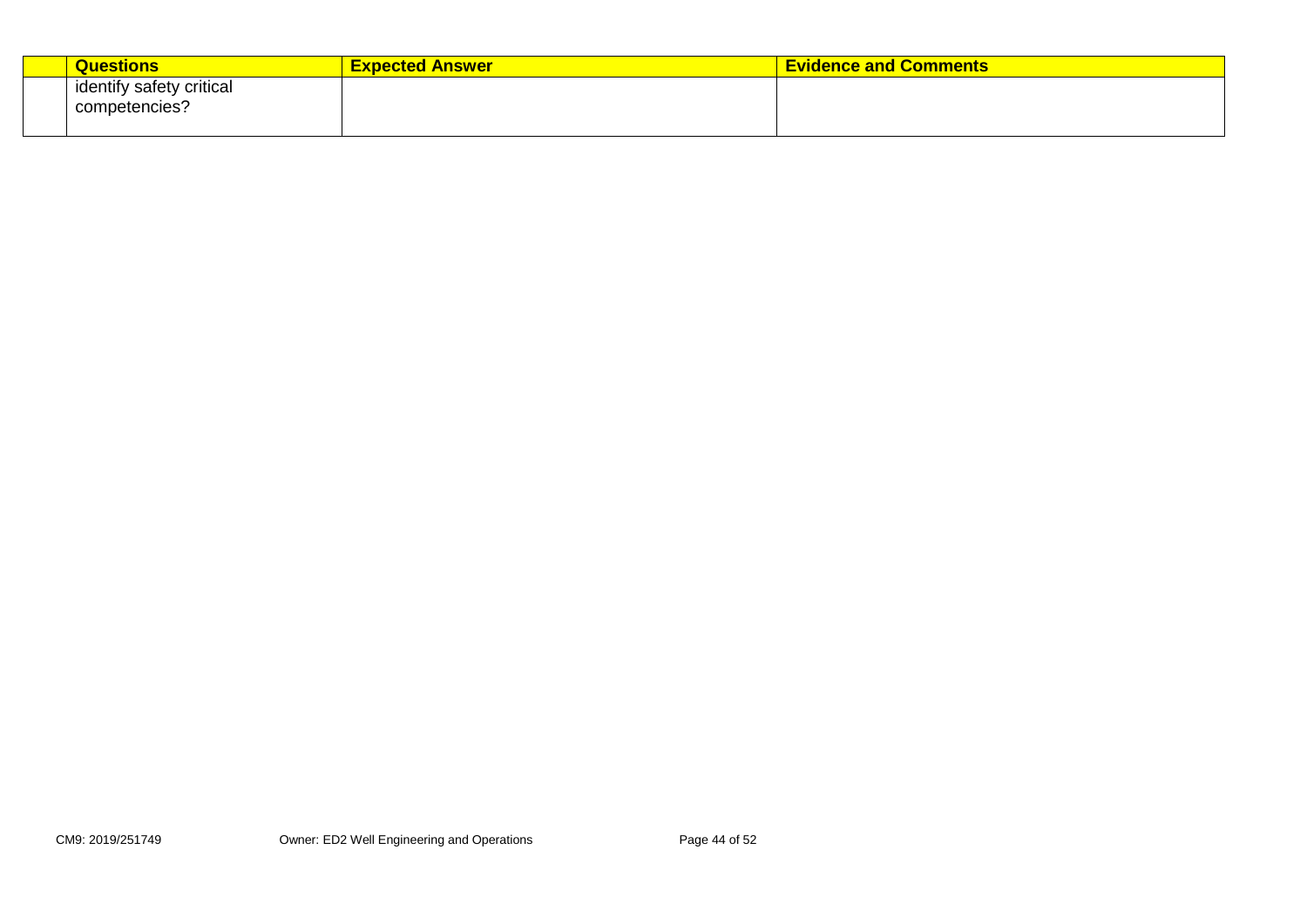| | Questions | Expected Answer | Evidence and Comments |
|---|---|---|---|
| | identify safety critical competencies? | | |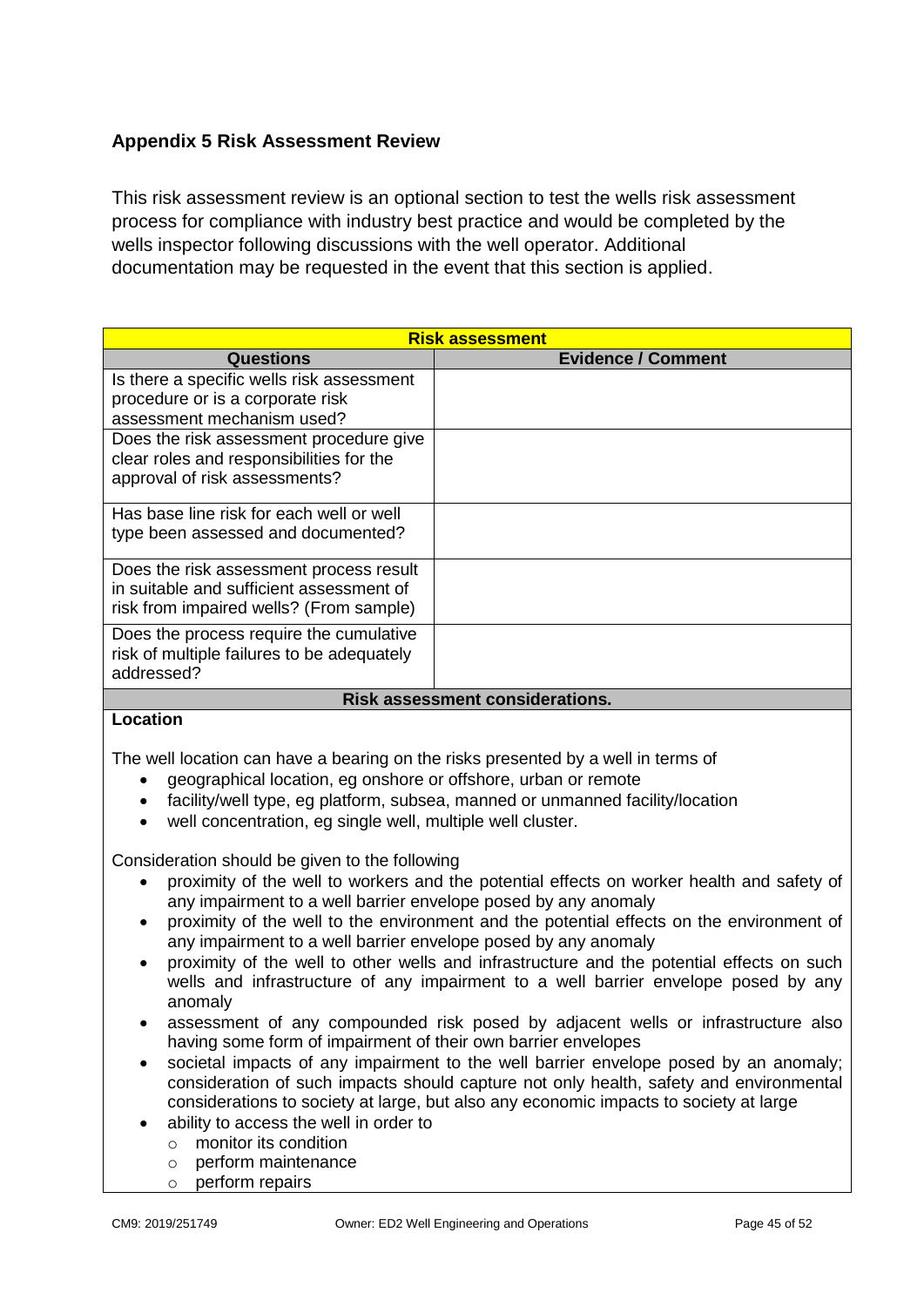## Appendix 5 Risk Assessment Review

This risk assessment review is an optional section to test the wells risk assessment process for compliance with industry best practice and would be completed by the wells inspector following discussions with the well operator. Additional documentation may be requested in the event that this section is applied.

| **Risk assessment** | |
|---|---|
| **Questions** | **Evidence / Comment** |
| Is there a specific wells risk assessment procedure or is a corporate risk assessment mechanism used? | |
| Does the risk assessment procedure give clear roles and responsibilities for the approval of risk assessments? | |
| Has base line risk for each well or well type been assessed and documented? | |
| Does the risk assessment process result in suitable and sufficient assessment of risk from impaired wells? (From sample) | |
| Does the process require the cumulative risk of multiple failures to be adequately addressed? | |

**Risk assessment considerations.**

**Location**

The well location can have a bearing on the risks presented by a well in terms of

- geographical location, eg onshore or offshore, urban or remote
- facility/well type, eg platform, subsea, manned or unmanned facility/location
- well concentration, eg single well, multiple well cluster.

Consideration should be given to the following

- proximity of the well to workers and the potential effects on worker health and safety of any impairment to a well barrier envelope posed by any anomaly
- proximity of the well to the environment and the potential effects on the environment of any impairment to a well barrier envelope posed by any anomaly
- proximity of the well to other wells and infrastructure and the potential effects on such wells and infrastructure of any impairment to a well barrier envelope posed by any anomaly
- assessment of any compounded risk posed by adjacent wells or infrastructure also having some form of impairment of their own barrier envelopes
- societal impacts of any impairment to the well barrier envelope posed by an anomaly; consideration of such impacts should capture not only health, safety and environmental considerations to society at large, but also any economic impacts to society at large
- ability to access the well in order to
  - monitor its condition
  - perform maintenance
  - perform repairs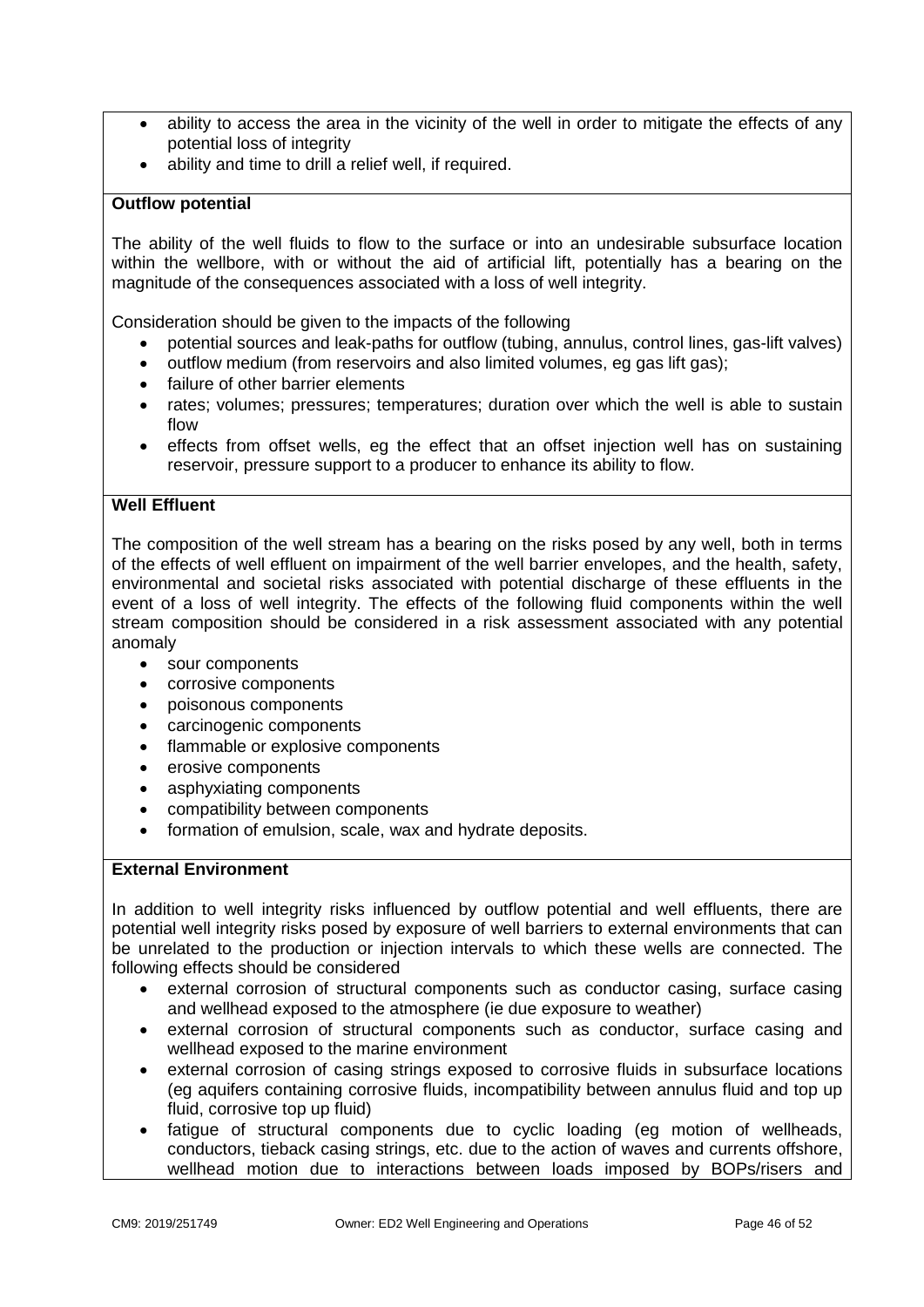- ability to access the area in the vicinity of the well in order to mitigate the effects of any potential loss of integrity
- ability and time to drill a relief well, if required.

**Outflow potential**

The ability of the well fluids to flow to the surface or into an undesirable subsurface location within the wellbore, with or without the aid of artificial lift, potentially has a bearing on the magnitude of the consequences associated with a loss of well integrity.

Consideration should be given to the impacts of the following

- potential sources and leak-paths for outflow (tubing, annulus, control lines, gas-lift valves)
- outflow medium (from reservoirs and also limited volumes, eg gas lift gas);
- failure of other barrier elements
- rates; volumes; pressures; temperatures; duration over which the well is able to sustain flow
- effects from offset wells, eg the effect that an offset injection well has on sustaining reservoir, pressure support to a producer to enhance its ability to flow.

**Well Effluent**

The composition of the well stream has a bearing on the risks posed by any well, both in terms of the effects of well effluent on impairment of the well barrier envelopes, and the health, safety, environmental and societal risks associated with potential discharge of these effluents in the event of a loss of well integrity. The effects of the following fluid components within the well stream composition should be considered in a risk assessment associated with any potential anomaly

- sour components
- corrosive components
- poisonous components
- carcinogenic components
- flammable or explosive components
- erosive components
- asphyxiating components
- compatibility between components
- formation of emulsion, scale, wax and hydrate deposits.

**External Environment**

In addition to well integrity risks influenced by outflow potential and well effluents, there are potential well integrity risks posed by exposure of well barriers to external environments that can be unrelated to the production or injection intervals to which these wells are connected. The following effects should be considered

- external corrosion of structural components such as conductor casing, surface casing and wellhead exposed to the atmosphere (ie due exposure to weather)
- external corrosion of structural components such as conductor, surface casing and wellhead exposed to the marine environment
- external corrosion of casing strings exposed to corrosive fluids in subsurface locations (eg aquifers containing corrosive fluids, incompatibility between annulus fluid and top up fluid, corrosive top up fluid)
- fatigue of structural components due to cyclic loading (eg motion of wellheads, conductors, tieback casing strings, etc. due to the action of waves and currents offshore, wellhead motion due to interactions between loads imposed by BOPs/risers and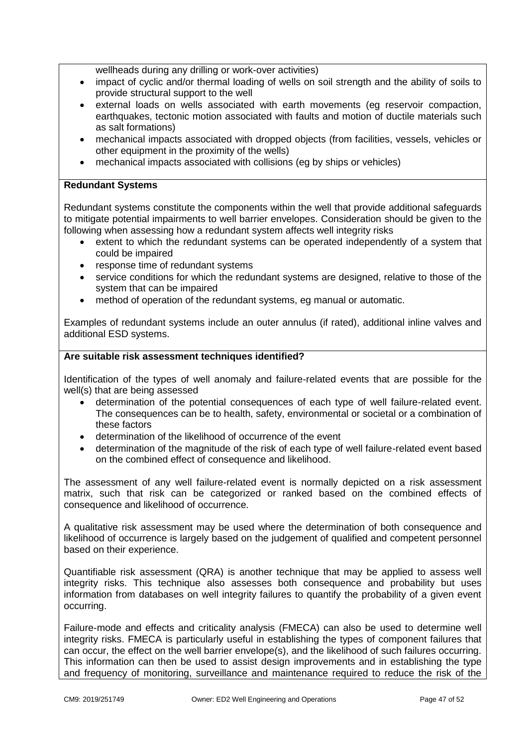wellheads during any drilling or work-over activities)

- impact of cyclic and/or thermal loading of wells on soil strength and the ability of soils to provide structural support to the well
- external loads on wells associated with earth movements (eg reservoir compaction, earthquakes, tectonic motion associated with faults and motion of ductile materials such as salt formations)
- mechanical impacts associated with dropped objects (from facilities, vessels, vehicles or other equipment in the proximity of the wells)
- mechanical impacts associated with collisions (eg by ships or vehicles)

**Redundant Systems**

Redundant systems constitute the components within the well that provide additional safeguards to mitigate potential impairments to well barrier envelopes. Consideration should be given to the following when assessing how a redundant system affects well integrity risks

- extent to which the redundant systems can be operated independently of a system that could be impaired
- response time of redundant systems
- service conditions for which the redundant systems are designed, relative to those of the system that can be impaired
- method of operation of the redundant systems, eg manual or automatic.

Examples of redundant systems include an outer annulus (if rated), additional inline valves and additional ESD systems.

**Are suitable risk assessment techniques identified?**

Identification of the types of well anomaly and failure-related events that are possible for the well(s) that are being assessed

- determination of the potential consequences of each type of well failure-related event. The consequences can be to health, safety, environmental or societal or a combination of these factors
- determination of the likelihood of occurrence of the event
- determination of the magnitude of the risk of each type of well failure-related event based on the combined effect of consequence and likelihood.

The assessment of any well failure-related event is normally depicted on a risk assessment matrix, such that risk can be categorized or ranked based on the combined effects of consequence and likelihood of occurrence.

A qualitative risk assessment may be used where the determination of both consequence and likelihood of occurrence is largely based on the judgement of qualified and competent personnel based on their experience.

Quantifiable risk assessment (QRA) is another technique that may be applied to assess well integrity risks. This technique also assesses both consequence and probability but uses information from databases on well integrity failures to quantify the probability of a given event occurring.

Failure-mode and effects and criticality analysis (FMECA) can also be used to determine well integrity risks. FMECA is particularly useful in establishing the types of component failures that can occur, the effect on the well barrier envelope(s), and the likelihood of such failures occurring. This information can then be used to assist design improvements and in establishing the type and frequency of monitoring, surveillance and maintenance required to reduce the risk of the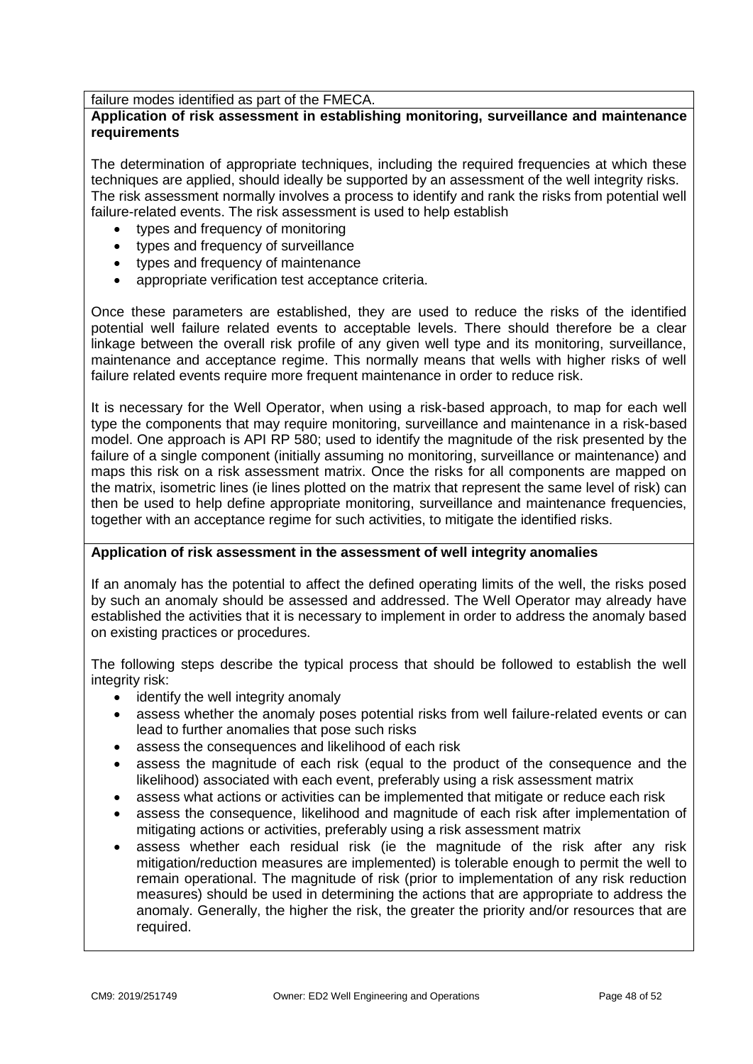failure modes identified as part of the FMECA.

**Application of risk assessment in establishing monitoring, surveillance and maintenance requirements**

The determination of appropriate techniques, including the required frequencies at which these techniques are applied, should ideally be supported by an assessment of the well integrity risks. The risk assessment normally involves a process to identify and rank the risks from potential well failure-related events. The risk assessment is used to help establish

- types and frequency of monitoring
- types and frequency of surveillance
- types and frequency of maintenance
- appropriate verification test acceptance criteria.

Once these parameters are established, they are used to reduce the risks of the identified potential well failure related events to acceptable levels. There should therefore be a clear linkage between the overall risk profile of any given well type and its monitoring, surveillance, maintenance and acceptance regime. This normally means that wells with higher risks of well failure related events require more frequent maintenance in order to reduce risk.

It is necessary for the Well Operator, when using a risk-based approach, to map for each well type the components that may require monitoring, surveillance and maintenance in a risk-based model. One approach is API RP 580; used to identify the magnitude of the risk presented by the failure of a single component (initially assuming no monitoring, surveillance or maintenance) and maps this risk on a risk assessment matrix. Once the risks for all components are mapped on the matrix, isometric lines (ie lines plotted on the matrix that represent the same level of risk) can then be used to help define appropriate monitoring, surveillance and maintenance frequencies, together with an acceptance regime for such activities, to mitigate the identified risks.

**Application of risk assessment in the assessment of well integrity anomalies**

If an anomaly has the potential to affect the defined operating limits of the well, the risks posed by such an anomaly should be assessed and addressed. The Well Operator may already have established the activities that it is necessary to implement in order to address the anomaly based on existing practices or procedures.

The following steps describe the typical process that should be followed to establish the well integrity risk:

- identify the well integrity anomaly
- assess whether the anomaly poses potential risks from well failure-related events or can lead to further anomalies that pose such risks
- assess the consequences and likelihood of each risk
- assess the magnitude of each risk (equal to the product of the consequence and the likelihood) associated with each event, preferably using a risk assessment matrix
- assess what actions or activities can be implemented that mitigate or reduce each risk
- assess the consequence, likelihood and magnitude of each risk after implementation of mitigating actions or activities, preferably using a risk assessment matrix
- assess whether each residual risk (ie the magnitude of the risk after any risk mitigation/reduction measures are implemented) is tolerable enough to permit the well to remain operational. The magnitude of risk (prior to implementation of any risk reduction measures) should be used in determining the actions that are appropriate to address the anomaly. Generally, the higher the risk, the greater the priority and/or resources that are required.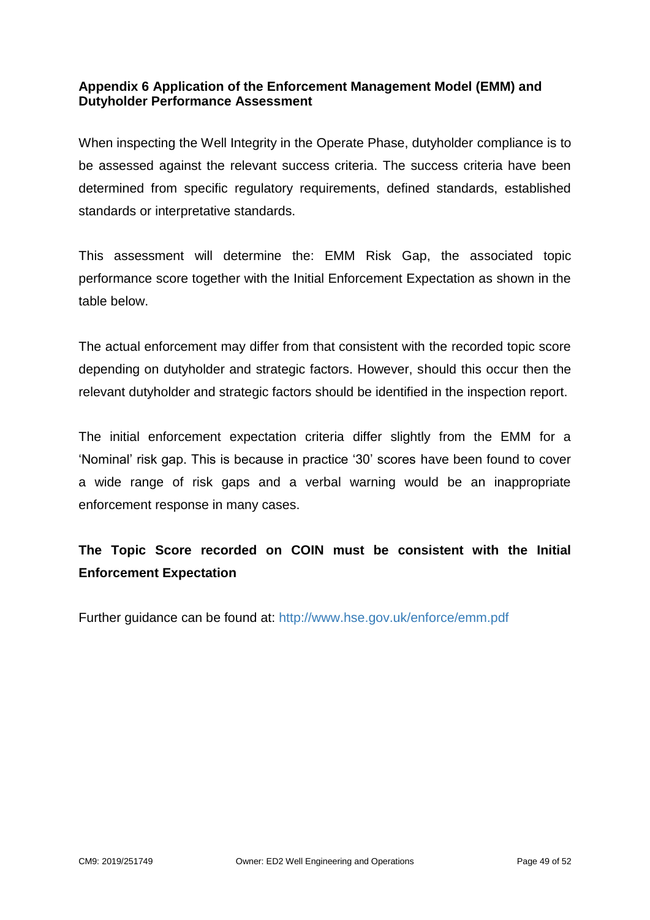## Appendix 6 Application of the Enforcement Management Model (EMM) and Dutyholder Performance Assessment

When inspecting the Well Integrity in the Operate Phase, dutyholder compliance is to be assessed against the relevant success criteria. The success criteria have been determined from specific regulatory requirements, defined standards, established standards or interpretative standards.

This assessment will determine the: EMM Risk Gap, the associated topic performance score together with the Initial Enforcement Expectation as shown in the table below.

The actual enforcement may differ from that consistent with the recorded topic score depending on dutyholder and strategic factors. However, should this occur then the relevant dutyholder and strategic factors should be identified in the inspection report.

The initial enforcement expectation criteria differ slightly from the EMM for a 'Nominal' risk gap. This is because in practice '30' scores have been found to cover a wide range of risk gaps and a verbal warning would be an inappropriate enforcement response in many cases.

**The Topic Score recorded on COIN must be consistent with the Initial Enforcement Expectation**

Further guidance can be found at: http://www.hse.gov.uk/enforce/emm.pdf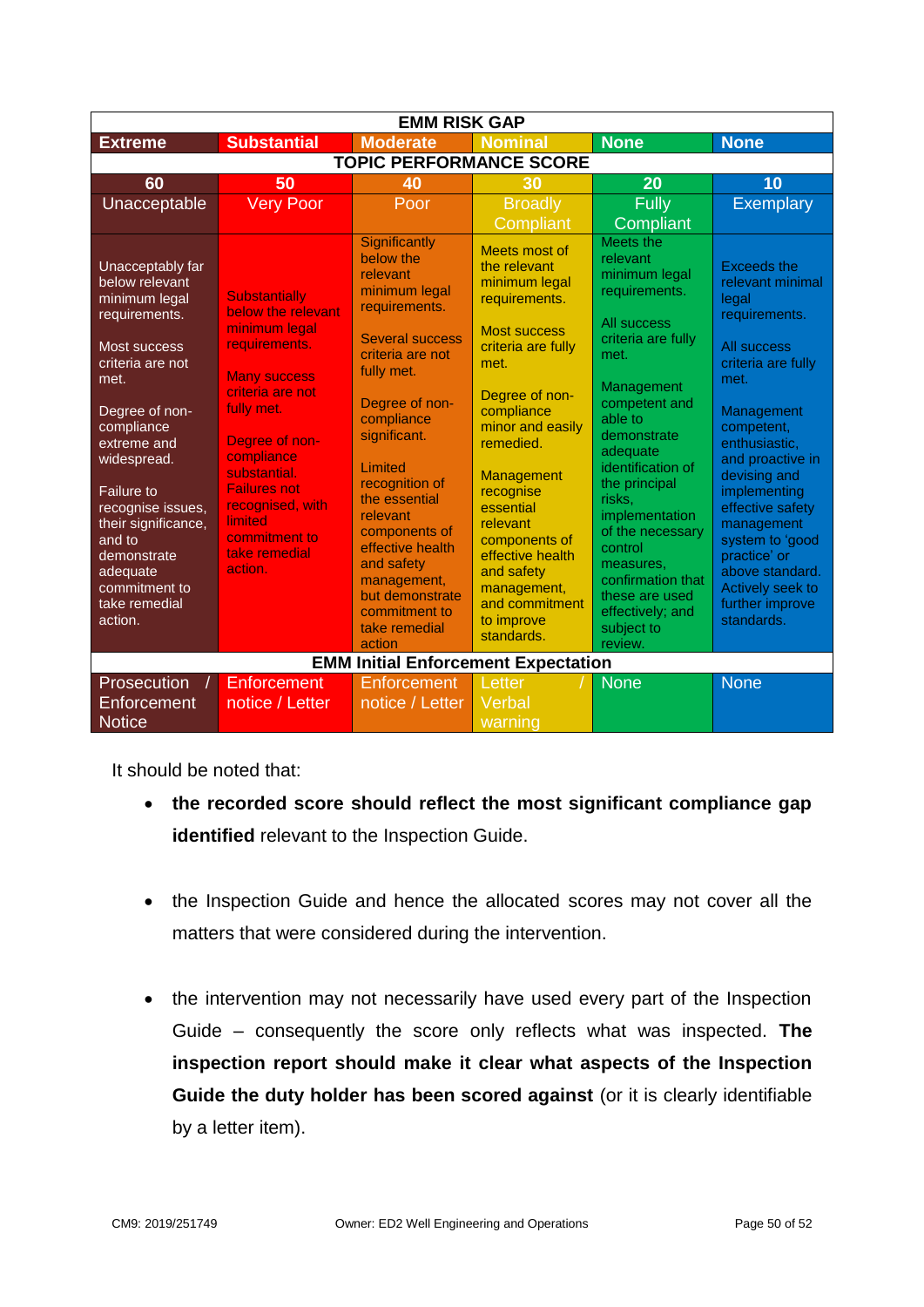| EMM RISK GAP | | | | | |
|---|---|---|---|---|---|
| **Extreme** | **Substantial** | **Moderate** | **Nominal** | **None** | **None** |
| **TOPIC PERFORMANCE SCORE** | | | | | |
| **60** | **50** | **40** | **30** | **20** | **10** |
| Unacceptable | Very Poor | Poor | Broadly Compliant | Fully Compliant | Exemplary |
| Unacceptably far below relevant minimum legal requirements.<br><br>Most success criteria are not met.<br><br>Degree of non-compliance extreme and widespread.<br><br>Failure to recognise issues, their significance, and to demonstrate adequate commitment to take remedial action. | Substantially below the relevant minimum legal requirements.<br><br>Many success criteria are not fully met.<br><br>Degree of non-compliance substantial. Failures not recognised, with limited commitment to take remedial action. | Significantly below the relevant minimum legal requirements.<br><br>Several success criteria are not fully met.<br><br>Degree of non-compliance significant.<br><br>Limited recognition of the essential relevant components of effective health and safety management, but demonstrate commitment to take remedial action | Meets most of the relevant minimum legal requirements.<br><br>Most success criteria are fully met.<br><br>Degree of non-compliance minor and easily remedied.<br><br>Management recognise essential relevant components of effective health and safety management, and commitment to improve standards. | Meets the relevant minimum legal requirements.<br><br>All success criteria are fully met.<br><br>Management competent and able to demonstrate adequate identification of the principal risks, implementation of the necessary control measures, confirmation that these are used effectively; and subject to review. | Exceeds the relevant minimal legal requirements.<br><br>All success criteria are fully met.<br><br>Management competent, enthusiastic, and proactive in devising and implementing effective safety management system to 'good practice' or above standard. Actively seek to further improve standards. |
| **EMM Initial Enforcement Expectation** | | | | | |
| Prosecution / Enforcement Notice | Enforcement notice / Letter | Enforcement notice / Letter | Letter / Verbal warning | None | None |

It should be noted that:

- **the recorded score should reflect the most significant compliance gap identified** relevant to the Inspection Guide.

- the Inspection Guide and hence the allocated scores may not cover all the matters that were considered during the intervention.

- the intervention may not necessarily have used every part of the Inspection Guide – consequently the score only reflects what was inspected. **The inspection report should make it clear what aspects of the Inspection Guide the duty holder has been scored against** (or it is clearly identifiable by a letter item).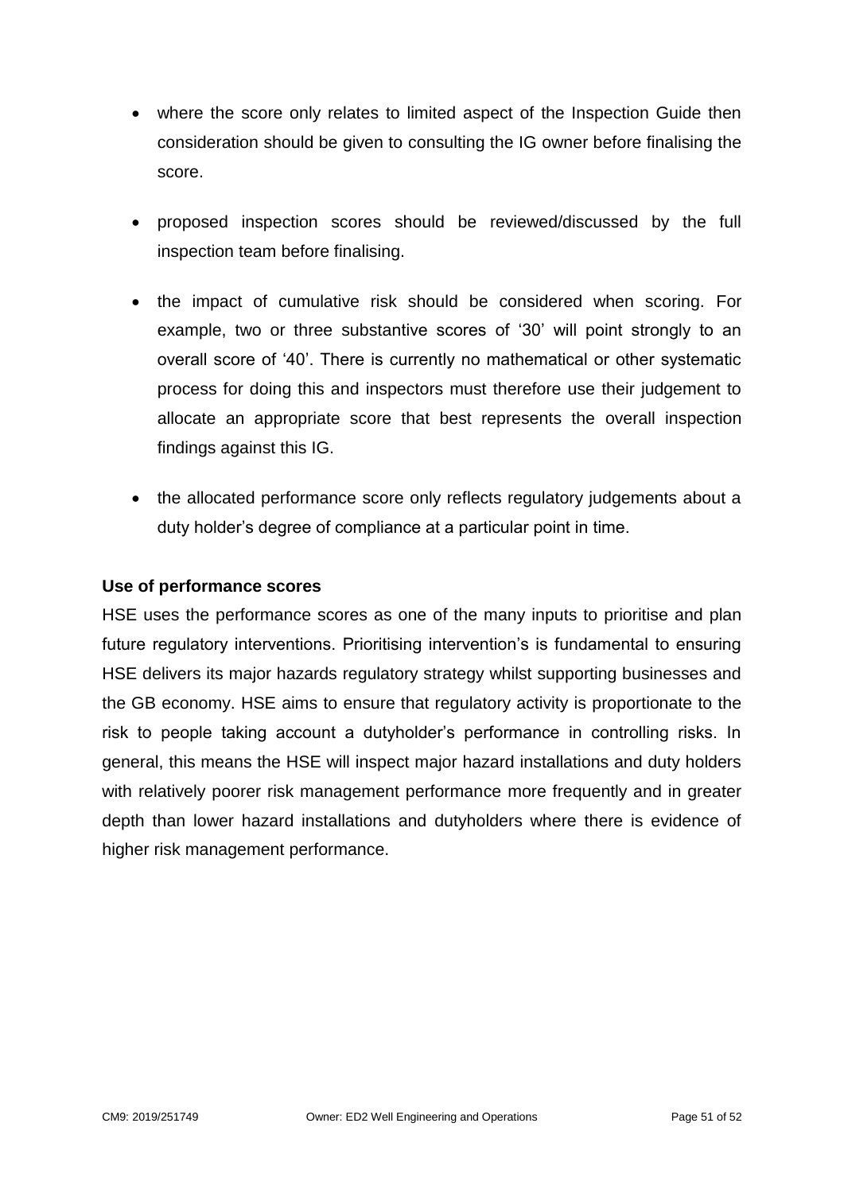- where the score only relates to limited aspect of the Inspection Guide then consideration should be given to consulting the IG owner before finalising the score.

- proposed inspection scores should be reviewed/discussed by the full inspection team before finalising.

- the impact of cumulative risk should be considered when scoring. For example, two or three substantive scores of '30' will point strongly to an overall score of '40'. There is currently no mathematical or other systematic process for doing this and inspectors must therefore use their judgement to allocate an appropriate score that best represents the overall inspection findings against this IG.

- the allocated performance score only reflects regulatory judgements about a duty holder's degree of compliance at a particular point in time.

**Use of performance scores**

HSE uses the performance scores as one of the many inputs to prioritise and plan future regulatory interventions. Prioritising intervention's is fundamental to ensuring HSE delivers its major hazards regulatory strategy whilst supporting businesses and the GB economy. HSE aims to ensure that regulatory activity is proportionate to the risk to people taking account a dutyholder's performance in controlling risks. In general, this means the HSE will inspect major hazard installations and duty holders with relatively poorer risk management performance more frequently and in greater depth than lower hazard installations and dutyholders where there is evidence of higher risk management performance.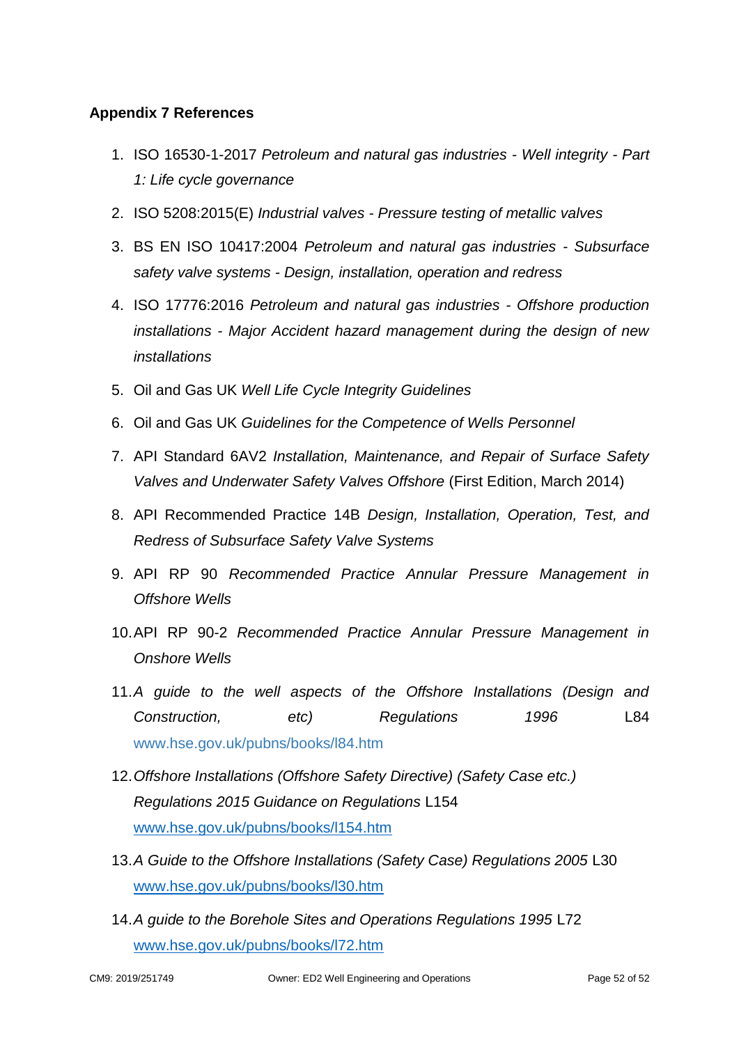**Appendix 7 References**

1. ISO 16530-1-2017 *Petroleum and natural gas industries - Well integrity - Part 1: Life cycle governance*
2. ISO 5208:2015(E) *Industrial valves - Pressure testing of metallic valves*
3. BS EN ISO 10417:2004 *Petroleum and natural gas industries - Subsurface safety valve systems - Design, installation, operation and redress*
4. ISO 17776:2016 *Petroleum and natural gas industries - Offshore production installations - Major Accident hazard management during the design of new installations*
5. Oil and Gas UK *Well Life Cycle Integrity Guidelines*
6. Oil and Gas UK *Guidelines for the Competence of Wells Personnel*
7. API Standard 6AV2 *Installation, Maintenance, and Repair of Surface Safety Valves and Underwater Safety Valves Offshore* (First Edition, March 2014)
8. API Recommended Practice 14B *Design, Installation, Operation, Test, and Redress of Subsurface Safety Valve Systems*
9. API RP 90 *Recommended Practice Annular Pressure Management in Offshore Wells*
10. API RP 90-2 *Recommended Practice Annular Pressure Management in Onshore Wells*
11. *A guide to the well aspects of the Offshore Installations (Design and Construction, etc) Regulations 1996* L84 www.hse.gov.uk/pubns/books/l84.htm
12. *Offshore Installations (Offshore Safety Directive) (Safety Case etc.) Regulations 2015 Guidance on Regulations* L154 www.hse.gov.uk/pubns/books/l154.htm
13. *A Guide to the Offshore Installations (Safety Case) Regulations 2005* L30 www.hse.gov.uk/pubns/books/l30.htm
14. *A guide to the Borehole Sites and Operations Regulations 1995* L72 www.hse.gov.uk/pubns/books/l72.htm